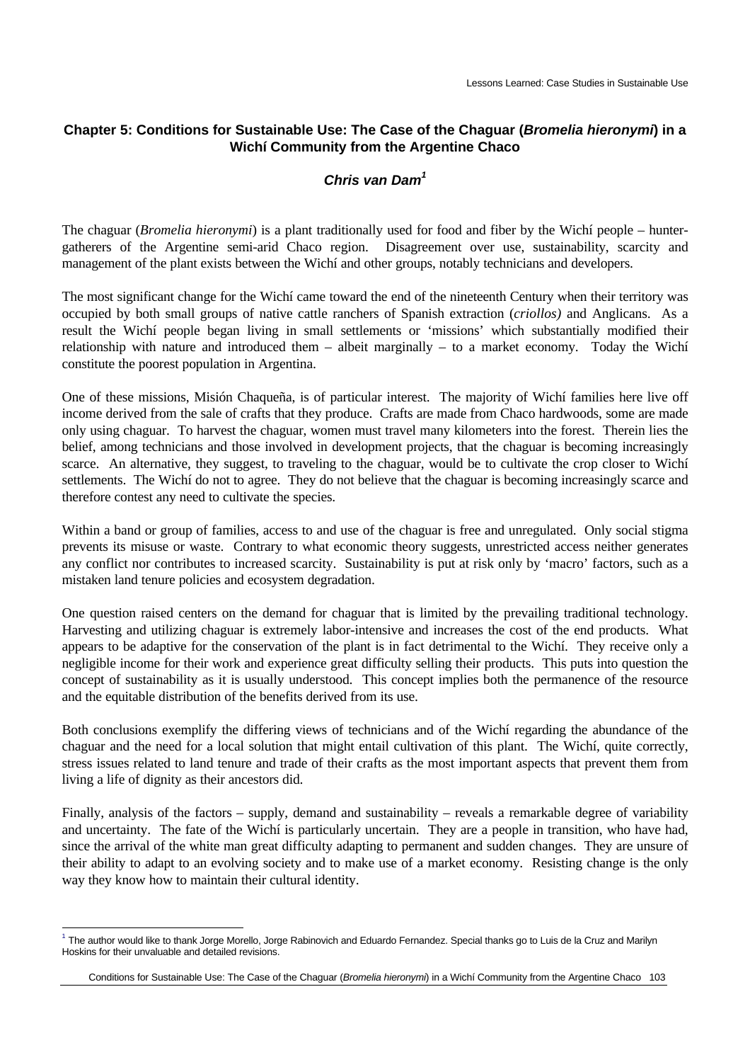# Chapter 5: Conditions for Sustainable Use: The Case of the Chaguar (*Bromelia hieronymi*) in a Wichí Community from the Argentine Chaco

***Chris van Dam*[1]**

The chaguar (*Bromelia hieronymi*) is a plant traditionally used for food and fiber by the Wichí people – hunter-gatherers of the Argentine semi-arid Chaco region. Disagreement over use, sustainability, scarcity and management of the plant exists between the Wichí and other groups, notably technicians and developers.

The most significant change for the Wichí came toward the end of the nineteenth Century when their territory was occupied by both small groups of native cattle ranchers of Spanish extraction (*criollos)* and Anglicans. As a result the Wichí people began living in small settlements or 'missions' which substantially modified their relationship with nature and introduced them – albeit marginally – to a market economy. Today the Wichí constitute the poorest population in Argentina.

One of these missions, Misión Chaqueña, is of particular interest. The majority of Wichí families here live off income derived from the sale of crafts that they produce. Crafts are made from Chaco hardwoods, some are made only using chaguar. To harvest the chaguar, women must travel many kilometers into the forest. Therein lies the belief, among technicians and those involved in development projects, that the chaguar is becoming increasingly scarce. An alternative, they suggest, to traveling to the chaguar, would be to cultivate the crop closer to Wichí settlements. The Wichí do not to agree. They do not believe that the chaguar is becoming increasingly scarce and therefore contest any need to cultivate the species.

Within a band or group of families, access to and use of the chaguar is free and unregulated. Only social stigma prevents its misuse or waste. Contrary to what economic theory suggests, unrestricted access neither generates any conflict nor contributes to increased scarcity. Sustainability is put at risk only by 'macro' factors, such as a mistaken land tenure policies and ecosystem degradation.

One question raised centers on the demand for chaguar that is limited by the prevailing traditional technology. Harvesting and utilizing chaguar is extremely labor-intensive and increases the cost of the end products. What appears to be adaptive for the conservation of the plant is in fact detrimental to the Wichí. They receive only a negligible income for their work and experience great difficulty selling their products. This puts into question the concept of sustainability as it is usually understood. This concept implies both the permanence of the resource and the equitable distribution of the benefits derived from its use.

Both conclusions exemplify the differing views of technicians and of the Wichí regarding the abundance of the chaguar and the need for a local solution that might entail cultivation of this plant. The Wichí, quite correctly, stress issues related to land tenure and trade of their crafts as the most important aspects that prevent them from living a life of dignity as their ancestors did.

Finally, analysis of the factors – supply, demand and sustainability – reveals a remarkable degree of variability and uncertainty. The fate of the Wichí is particularly uncertain. They are a people in transition, who have had, since the arrival of the white man great difficulty adapting to permanent and sudden changes. They are unsure of their ability to adapt to an evolving society and to make use of a market economy. Resisting change is the only way they know how to maintain their cultural identity.

---

[1] The author would like to thank Jorge Morello, Jorge Rabinovich and Eduardo Fernandez. Special thanks go to Luis de la Cruz and Marilyn Hoskins for their unvaluable and detailed revisions.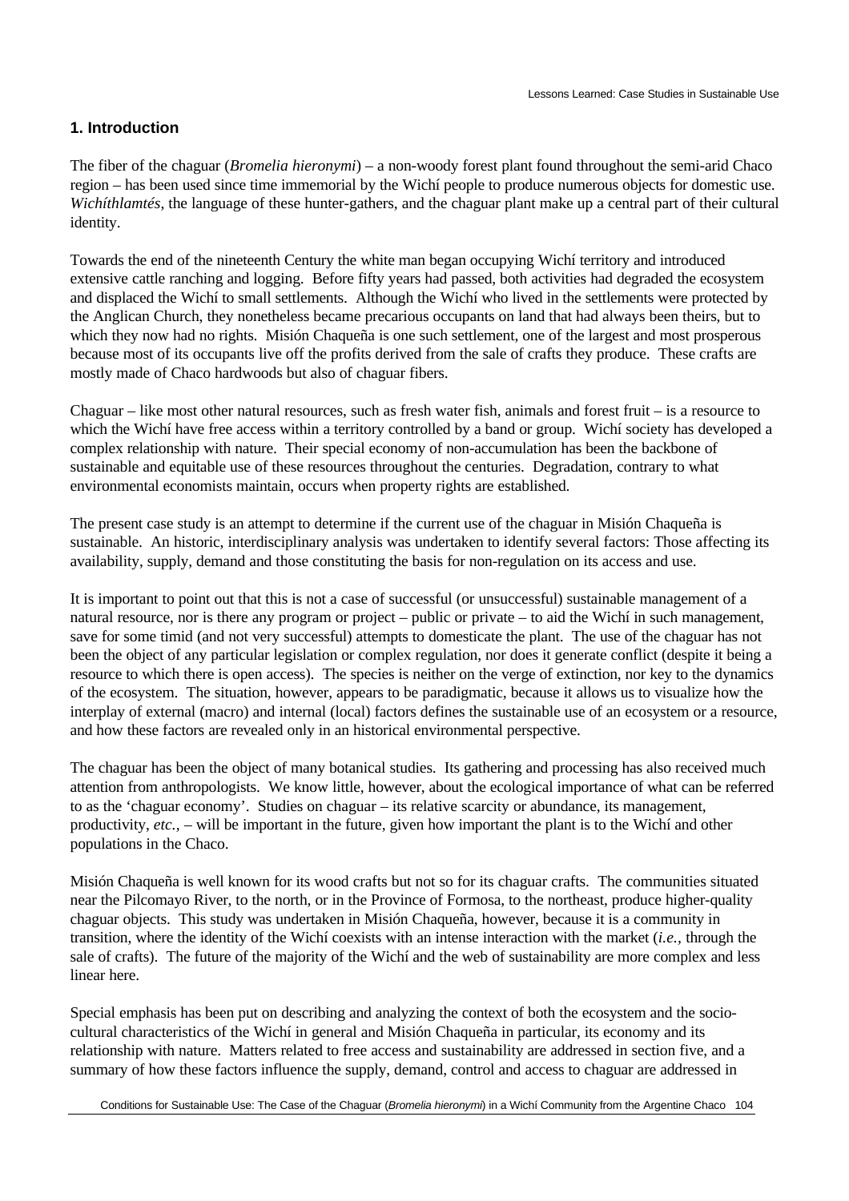## 1. Introduction

The fiber of the chaguar (*Bromelia hieronymi*) – a non-woody forest plant found throughout the semi-arid Chaco region – has been used since time immemorial by the Wichí people to produce numerous objects for domestic use. *Wichíthlamtés*, the language of these hunter-gathers, and the chaguar plant make up a central part of their cultural identity.

Towards the end of the nineteenth Century the white man began occupying Wichí territory and introduced extensive cattle ranching and logging. Before fifty years had passed, both activities had degraded the ecosystem and displaced the Wichí to small settlements. Although the Wichí who lived in the settlements were protected by the Anglican Church, they nonetheless became precarious occupants on land that had always been theirs, but to which they now had no rights. Misión Chaqueña is one such settlement, one of the largest and most prosperous because most of its occupants live off the profits derived from the sale of crafts they produce. These crafts are mostly made of Chaco hardwoods but also of chaguar fibers.

Chaguar – like most other natural resources, such as fresh water fish, animals and forest fruit – is a resource to which the Wichí have free access within a territory controlled by a band or group. Wichí society has developed a complex relationship with nature. Their special economy of non-accumulation has been the backbone of sustainable and equitable use of these resources throughout the centuries. Degradation, contrary to what environmental economists maintain, occurs when property rights are established.

The present case study is an attempt to determine if the current use of the chaguar in Misión Chaqueña is sustainable. An historic, interdisciplinary analysis was undertaken to identify several factors: Those affecting its availability, supply, demand and those constituting the basis for non-regulation on its access and use.

It is important to point out that this is not a case of successful (or unsuccessful) sustainable management of a natural resource, nor is there any program or project – public or private – to aid the Wichí in such management, save for some timid (and not very successful) attempts to domesticate the plant. The use of the chaguar has not been the object of any particular legislation or complex regulation, nor does it generate conflict (despite it being a resource to which there is open access). The species is neither on the verge of extinction, nor key to the dynamics of the ecosystem. The situation, however, appears to be paradigmatic, because it allows us to visualize how the interplay of external (macro) and internal (local) factors defines the sustainable use of an ecosystem or a resource, and how these factors are revealed only in an historical environmental perspective.

The chaguar has been the object of many botanical studies. Its gathering and processing has also received much attention from anthropologists. We know little, however, about the ecological importance of what can be referred to as the 'chaguar economy'. Studies on chaguar – its relative scarcity or abundance, its management, productivity, *etc.*, – will be important in the future, given how important the plant is to the Wichí and other populations in the Chaco.

Misión Chaqueña is well known for its wood crafts but not so for its chaguar crafts. The communities situated near the Pilcomayo River, to the north, or in the Province of Formosa, to the northeast, produce higher-quality chaguar objects. This study was undertaken in Misión Chaqueña, however, because it is a community in transition, where the identity of the Wichí coexists with an intense interaction with the market (*i.e.*, through the sale of crafts). The future of the majority of the Wichí and the web of sustainability are more complex and less linear here.

Special emphasis has been put on describing and analyzing the context of both the ecosystem and the socio-cultural characteristics of the Wichí in general and Misión Chaqueña in particular, its economy and its relationship with nature. Matters related to free access and sustainability are addressed in section five, and a summary of how these factors influence the supply, demand, control and access to chaguar are addressed in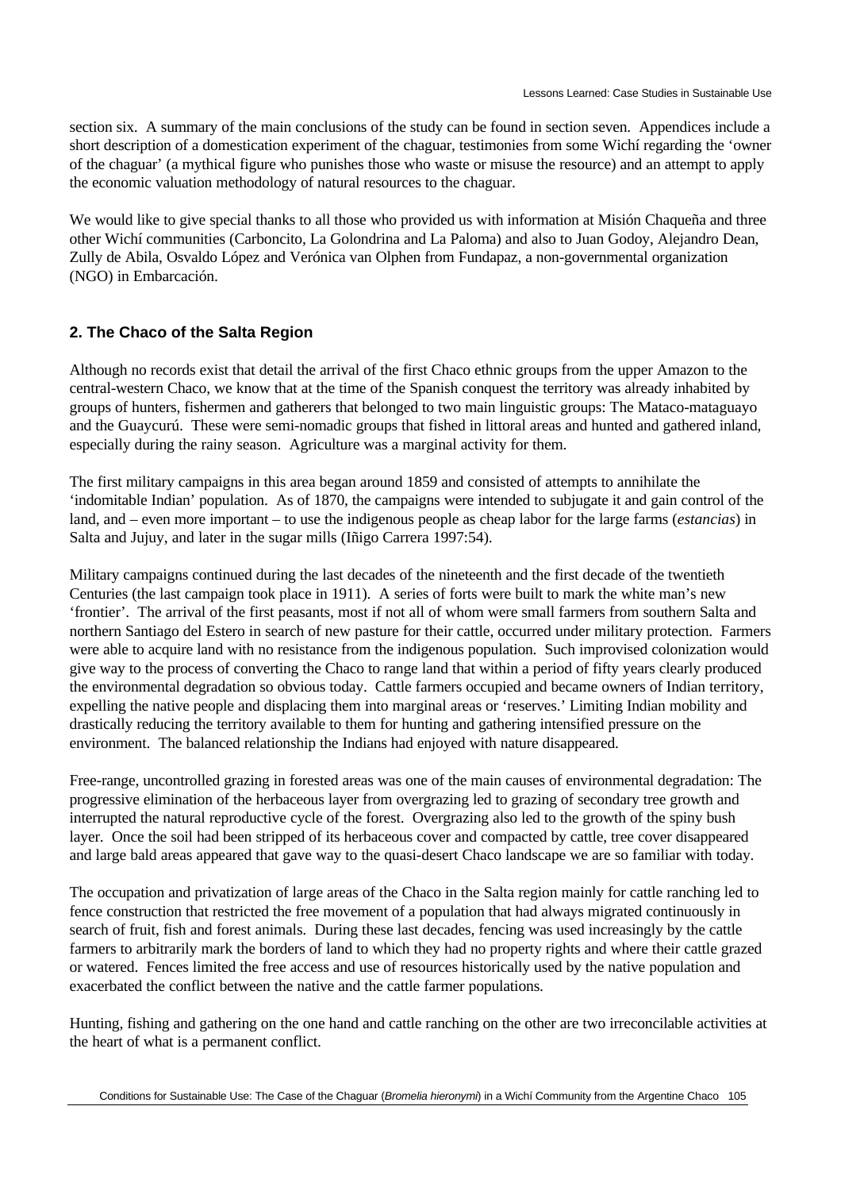section six. A summary of the main conclusions of the study can be found in section seven. Appendices include a short description of a domestication experiment of the chaguar, testimonies from some Wichí regarding the 'owner of the chaguar' (a mythical figure who punishes those who waste or misuse the resource) and an attempt to apply the economic valuation methodology of natural resources to the chaguar.

We would like to give special thanks to all those who provided us with information at Misión Chaqueña and three other Wichí communities (Carboncito, La Golondrina and La Paloma) and also to Juan Godoy, Alejandro Dean, Zully de Abila, Osvaldo López and Verónica van Olphen from Fundapaz, a non-governmental organization (NGO) in Embarcación.

## 2. The Chaco of the Salta Region

Although no records exist that detail the arrival of the first Chaco ethnic groups from the upper Amazon to the central-western Chaco, we know that at the time of the Spanish conquest the territory was already inhabited by groups of hunters, fishermen and gatherers that belonged to two main linguistic groups: The Mataco-mataguayo and the Guaycurú. These were semi-nomadic groups that fished in littoral areas and hunted and gathered inland, especially during the rainy season. Agriculture was a marginal activity for them.

The first military campaigns in this area began around 1859 and consisted of attempts to annihilate the 'indomitable Indian' population. As of 1870, the campaigns were intended to subjugate it and gain control of the land, and – even more important – to use the indigenous people as cheap labor for the large farms (*estancias*) in Salta and Jujuy, and later in the sugar mills (Iñigo Carrera 1997:54).

Military campaigns continued during the last decades of the nineteenth and the first decade of the twentieth Centuries (the last campaign took place in 1911). A series of forts were built to mark the white man's new 'frontier'. The arrival of the first peasants, most if not all of whom were small farmers from southern Salta and northern Santiago del Estero in search of new pasture for their cattle, occurred under military protection. Farmers were able to acquire land with no resistance from the indigenous population. Such improvised colonization would give way to the process of converting the Chaco to range land that within a period of fifty years clearly produced the environmental degradation so obvious today. Cattle farmers occupied and became owners of Indian territory, expelling the native people and displacing them into marginal areas or 'reserves.' Limiting Indian mobility and drastically reducing the territory available to them for hunting and gathering intensified pressure on the environment. The balanced relationship the Indians had enjoyed with nature disappeared.

Free-range, uncontrolled grazing in forested areas was one of the main causes of environmental degradation: The progressive elimination of the herbaceous layer from overgrazing led to grazing of secondary tree growth and interrupted the natural reproductive cycle of the forest. Overgrazing also led to the growth of the spiny bush layer. Once the soil had been stripped of its herbaceous cover and compacted by cattle, tree cover disappeared and large bald areas appeared that gave way to the quasi-desert Chaco landscape we are so familiar with today.

The occupation and privatization of large areas of the Chaco in the Salta region mainly for cattle ranching led to fence construction that restricted the free movement of a population that had always migrated continuously in search of fruit, fish and forest animals. During these last decades, fencing was used increasingly by the cattle farmers to arbitrarily mark the borders of land to which they had no property rights and where their cattle grazed or watered. Fences limited the free access and use of resources historically used by the native population and exacerbated the conflict between the native and the cattle farmer populations.

Hunting, fishing and gathering on the one hand and cattle ranching on the other are two irreconcilable activities at the heart of what is a permanent conflict.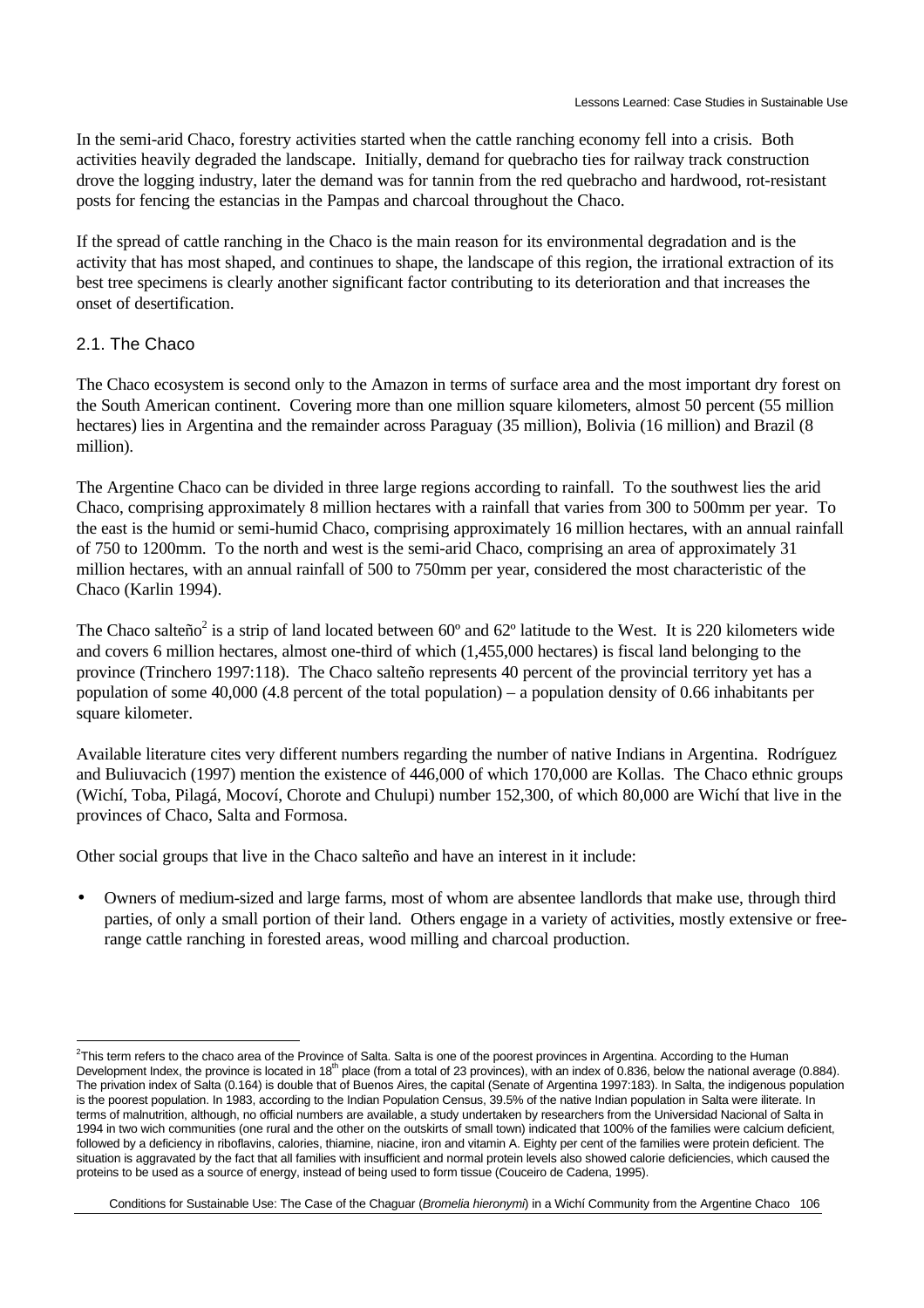In the semi-arid Chaco, forestry activities started when the cattle ranching economy fell into a crisis. Both activities heavily degraded the landscape. Initially, demand for quebracho ties for railway track construction drove the logging industry, later the demand was for tannin from the red quebracho and hardwood, rot-resistant posts for fencing the estancias in the Pampas and charcoal throughout the Chaco.

If the spread of cattle ranching in the Chaco is the main reason for its environmental degradation and is the activity that has most shaped, and continues to shape, the landscape of this region, the irrational extraction of its best tree specimens is clearly another significant factor contributing to its deterioration and that increases the onset of desertification.

## 2.1. The Chaco

The Chaco ecosystem is second only to the Amazon in terms of surface area and the most important dry forest on the South American continent. Covering more than one million square kilometers, almost 50 percent (55 million hectares) lies in Argentina and the remainder across Paraguay (35 million), Bolivia (16 million) and Brazil (8 million).

The Argentine Chaco can be divided in three large regions according to rainfall. To the southwest lies the arid Chaco, comprising approximately 8 million hectares with a rainfall that varies from 300 to 500mm per year. To the east is the humid or semi-humid Chaco, comprising approximately 16 million hectares, with an annual rainfall of 750 to 1200mm. To the north and west is the semi-arid Chaco, comprising an area of approximately 31 million hectares, with an annual rainfall of 500 to 750mm per year, considered the most characteristic of the Chaco (Karlin 1994).

The Chaco salteño[2] is a strip of land located between 60º and 62º latitude to the West. It is 220 kilometers wide and covers 6 million hectares, almost one-third of which (1,455,000 hectares) is fiscal land belonging to the province (Trinchero 1997:118). The Chaco salteño represents 40 percent of the provincial territory yet has a population of some 40,000 (4.8 percent of the total population) – a population density of 0.66 inhabitants per square kilometer.

Available literature cites very different numbers regarding the number of native Indians in Argentina. Rodríguez and Buliuvacich (1997) mention the existence of 446,000 of which 170,000 are Kollas. The Chaco ethnic groups (Wichí, Toba, Pilagá, Mocoví, Chorote and Chulupi) number 152,300, of which 80,000 are Wichí that live in the provinces of Chaco, Salta and Formosa.

Other social groups that live in the Chaco salteño and have an interest in it include:

- Owners of medium-sized and large farms, most of whom are absentee landlords that make use, through third parties, of only a small portion of their land. Others engage in a variety of activities, mostly extensive or free-range cattle ranching in forested areas, wood milling and charcoal production.

---

[2] This term refers to the chaco area of the Province of Salta. Salta is one of the poorest provinces in Argentina. According to the Human Development Index, the province is located in 18th place (from a total of 23 provinces), with an index of 0.836, below the national average (0.884). The privation index of Salta (0.164) is double that of Buenos Aires, the capital (Senate of Argentina 1997:183). In Salta, the indigenous population is the poorest population. In 1983, according to the Indian Population Census, 39.5% of the native Indian population in Salta were iliterate. In terms of malnutrition, although, no official numbers are available, a study undertaken by researchers from the Universidad Nacional of Salta in 1994 in two wich communities (one rural and the other on the outskirts of small town) indicated that 100% of the families were calcium deficient, followed by a deficiency in riboflavins, calories, thiamine, niacine, iron and vitamin A. Eighty per cent of the families were protein deficient. The situation is aggravated by the fact that all families with insufficient and normal protein levels also showed calorie deficiencies, which caused the proteins to be used as a source of energy, instead of being used to form tissue (Couceiro de Cadena, 1995).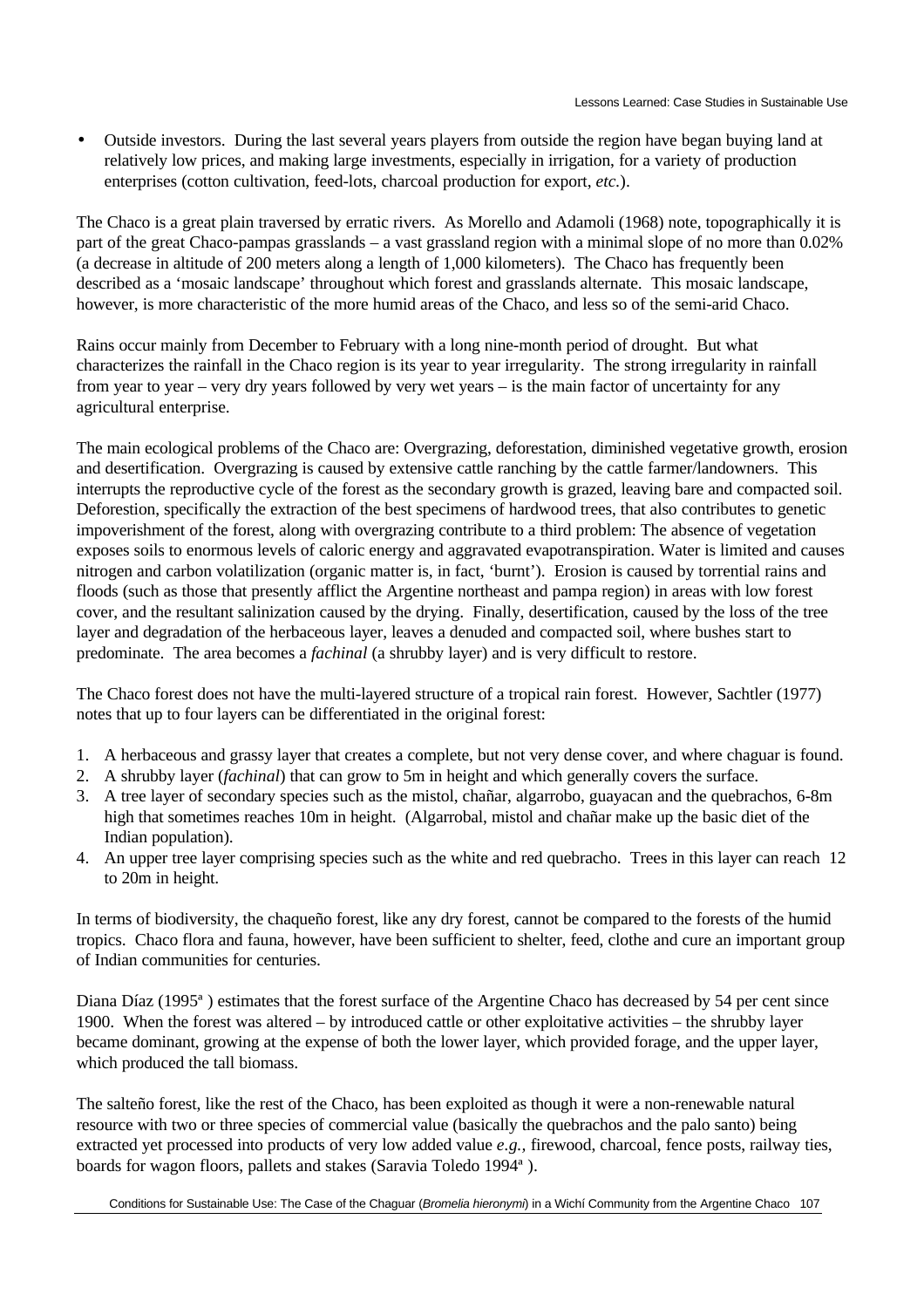- Outside investors. During the last several years players from outside the region have began buying land at relatively low prices, and making large investments, especially in irrigation, for a variety of production enterprises (cotton cultivation, feed-lots, charcoal production for export, *etc.*).

The Chaco is a great plain traversed by erratic rivers. As Morello and Adamoli (1968) note, topographically it is part of the great Chaco-pampas grasslands – a vast grassland region with a minimal slope of no more than 0.02% (a decrease in altitude of 200 meters along a length of 1,000 kilometers). The Chaco has frequently been described as a 'mosaic landscape' throughout which forest and grasslands alternate. This mosaic landscape, however, is more characteristic of the more humid areas of the Chaco, and less so of the semi-arid Chaco.

Rains occur mainly from December to February with a long nine-month period of drought. But what characterizes the rainfall in the Chaco region is its year to year irregularity. The strong irregularity in rainfall from year to year – very dry years followed by very wet years – is the main factor of uncertainty for any agricultural enterprise.

The main ecological problems of the Chaco are: Overgrazing, deforestation, diminished vegetative growth, erosion and desertification. Overgrazing is caused by extensive cattle ranching by the cattle farmer/landowners. This interrupts the reproductive cycle of the forest as the secondary growth is grazed, leaving bare and compacted soil. Deforestion, specifically the extraction of the best specimens of hardwood trees, that also contributes to genetic impoverishment of the forest, along with overgrazing contribute to a third problem: The absence of vegetation exposes soils to enormous levels of caloric energy and aggravated evapotranspiration. Water is limited and causes nitrogen and carbon volatilization (organic matter is, in fact, 'burnt'). Erosion is caused by torrential rains and floods (such as those that presently afflict the Argentine northeast and pampa region) in areas with low forest cover, and the resultant salinization caused by the drying. Finally, desertification, caused by the loss of the tree layer and degradation of the herbaceous layer, leaves a denuded and compacted soil, where bushes start to predominate. The area becomes a *fachinal* (a shrubby layer) and is very difficult to restore.

The Chaco forest does not have the multi-layered structure of a tropical rain forest. However, Sachtler (1977) notes that up to four layers can be differentiated in the original forest:

1. A herbaceous and grassy layer that creates a complete, but not very dense cover, and where chaguar is found.
2. A shrubby layer (*fachinal*) that can grow to 5m in height and which generally covers the surface.
3. A tree layer of secondary species such as the mistol, chañar, algarrobo, guayacan and the quebrachos, 6-8m high that sometimes reaches 10m in height. (Algarrobal, mistol and chañar make up the basic diet of the Indian population).
4. An upper tree layer comprising species such as the white and red quebracho. Trees in this layer can reach 12 to 20m in height.

In terms of biodiversity, the chaqueño forest, like any dry forest, cannot be compared to the forests of the humid tropics. Chaco flora and fauna, however, have been sufficient to shelter, feed, clothe and cure an important group of Indian communities for centuries.

Diana Díaz (1995[a]) estimates that the forest surface of the Argentine Chaco has decreased by 54 per cent since 1900. When the forest was altered – by introduced cattle or other exploitative activities – the shrubby layer became dominant, growing at the expense of both the lower layer, which provided forage, and the upper layer, which produced the tall biomass.

The salteño forest, like the rest of the Chaco, has been exploited as though it were a non-renewable natural resource with two or three species of commercial value (basically the quebrachos and the palo santo) being extracted yet processed into products of very low added value *e.g.,* firewood, charcoal, fence posts, railway ties, boards for wagon floors, pallets and stakes (Saravia Toledo 1994[a]).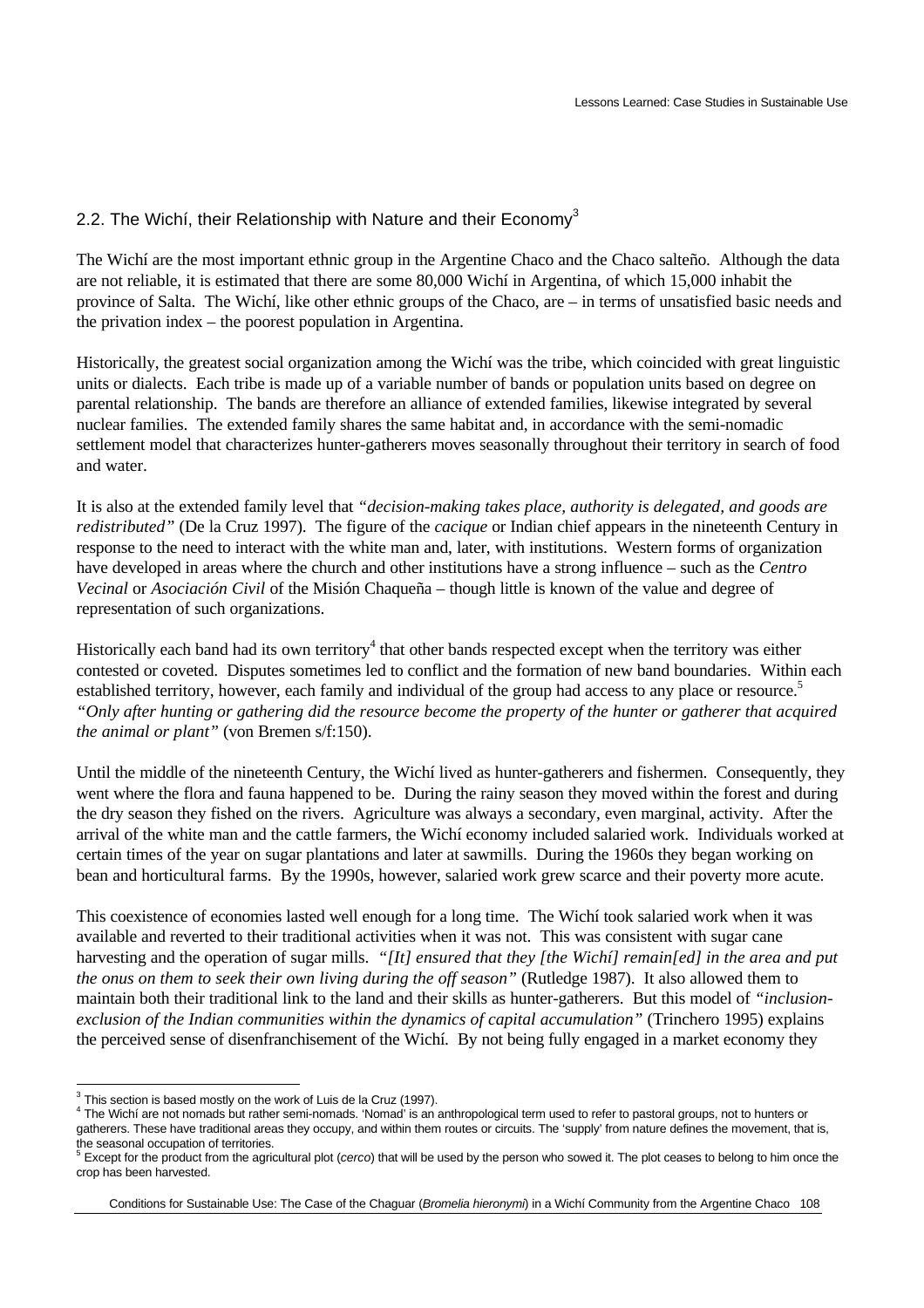## 2.2. The Wichí, their Relationship with Nature and their Economy[3]

The Wichí are the most important ethnic group in the Argentine Chaco and the Chaco salteño. Although the data are not reliable, it is estimated that there are some 80,000 Wichí in Argentina, of which 15,000 inhabit the province of Salta. The Wichí, like other ethnic groups of the Chaco, are – in terms of unsatisfied basic needs and the privation index – the poorest population in Argentina.

Historically, the greatest social organization among the Wichí was the tribe, which coincided with great linguistic units or dialects. Each tribe is made up of a variable number of bands or population units based on degree on parental relationship. The bands are therefore an alliance of extended families, likewise integrated by several nuclear families. The extended family shares the same habitat and, in accordance with the semi-nomadic settlement model that characterizes hunter-gatherers moves seasonally throughout their territory in search of food and water.

It is also at the extended family level that *"decision-making takes place, authority is delegated, and goods are redistributed"* (De la Cruz 1997). The figure of the *cacique* or Indian chief appears in the nineteenth Century in response to the need to interact with the white man and, later, with institutions. Western forms of organization have developed in areas where the church and other institutions have a strong influence – such as the *Centro Vecinal* or *Asociación Civil* of the Misión Chaqueña – though little is known of the value and degree of representation of such organizations.

Historically each band had its own territory[4] that other bands respected except when the territory was either contested or coveted. Disputes sometimes led to conflict and the formation of new band boundaries. Within each established territory, however, each family and individual of the group had access to any place or resource.[5] *"Only after hunting or gathering did the resource become the property of the hunter or gatherer that acquired the animal or plant"* (von Bremen s/f:150).

Until the middle of the nineteenth Century, the Wichí lived as hunter-gatherers and fishermen. Consequently, they went where the flora and fauna happened to be. During the rainy season they moved within the forest and during the dry season they fished on the rivers. Agriculture was always a secondary, even marginal, activity. After the arrival of the white man and the cattle farmers, the Wichí economy included salaried work. Individuals worked at certain times of the year on sugar plantations and later at sawmills. During the 1960s they began working on bean and horticultural farms. By the 1990s, however, salaried work grew scarce and their poverty more acute.

This coexistence of economies lasted well enough for a long time. The Wichí took salaried work when it was available and reverted to their traditional activities when it was not. This was consistent with sugar cane harvesting and the operation of sugar mills. *"[It] ensured that they [the Wichí] remain[ed] in the area and put the onus on them to seek their own living during the off season"* (Rutledge 1987). It also allowed them to maintain both their traditional link to the land and their skills as hunter-gatherers. But this model of *"inclusion-exclusion of the Indian communities within the dynamics of capital accumulation"* (Trinchero 1995) explains the perceived sense of disenfranchisement of the Wichí. By not being fully engaged in a market economy they

---

[3] This section is based mostly on the work of Luis de la Cruz (1997).

[4] The Wichí are not nomads but rather semi-nomads. 'Nomad' is an anthropological term used to refer to pastoral groups, not to hunters or gatherers. These have traditional areas they occupy, and within them routes or circuits. The 'supply' from nature defines the movement, that is, the seasonal occupation of territories.

[5] Except for the product from the agricultural plot (*cerco*) that will be used by the person who sowed it. The plot ceases to belong to him once the crop has been harvested.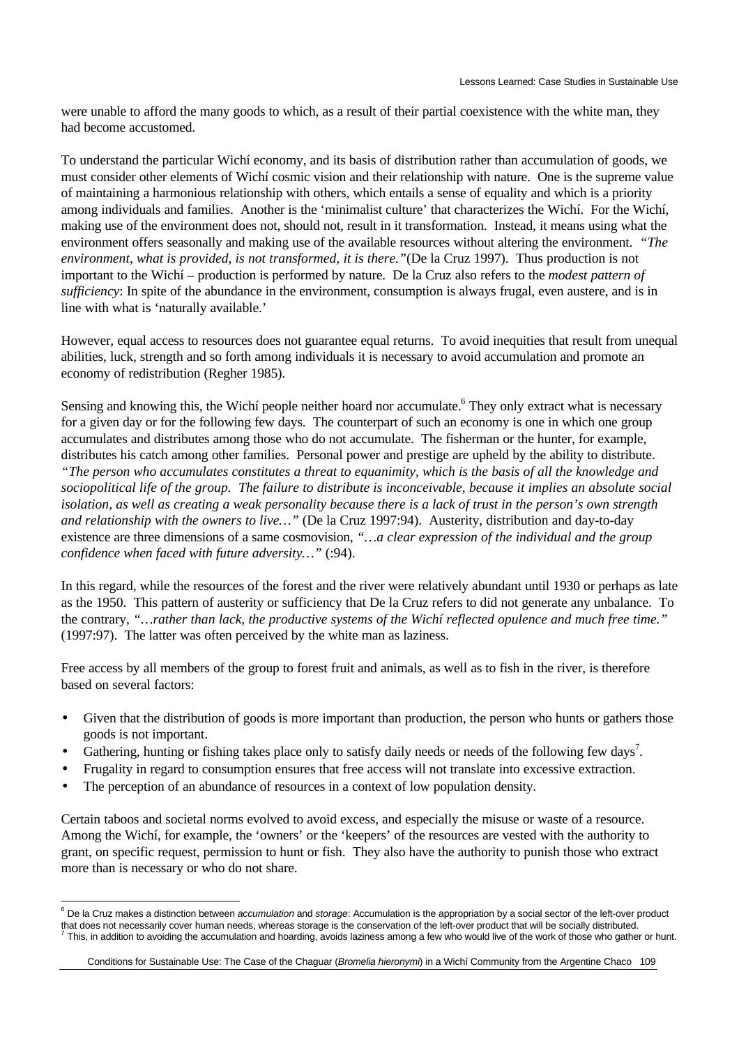were unable to afford the many goods to which, as a result of their partial coexistence with the white man, they had become accustomed.

To understand the particular Wichí economy, and its basis of distribution rather than accumulation of goods, we must consider other elements of Wichí cosmic vision and their relationship with nature. One is the supreme value of maintaining a harmonious relationship with others, which entails a sense of equality and which is a priority among individuals and families. Another is the 'minimalist culture' that characterizes the Wichí. For the Wichí, making use of the environment does not, should not, result in it transformation. Instead, it means using what the environment offers seasonally and making use of the available resources without altering the environment. *"The environment, what is provided, is not transformed, it is there."*(De la Cruz 1997). Thus production is not important to the Wichí – production is performed by nature. De la Cruz also refers to the *modest pattern of sufficiency*: In spite of the abundance in the environment, consumption is always frugal, even austere, and is in line with what is 'naturally available.'

However, equal access to resources does not guarantee equal returns. To avoid inequities that result from unequal abilities, luck, strength and so forth among individuals it is necessary to avoid accumulation and promote an economy of redistribution (Regher 1985).

Sensing and knowing this, the Wichí people neither hoard nor accumulate.[6] They only extract what is necessary for a given day or for the following few days. The counterpart of such an economy is one in which one group accumulates and distributes among those who do not accumulate. The fisherman or the hunter, for example, distributes his catch among other families. Personal power and prestige are upheld by the ability to distribute. *"The person who accumulates constitutes a threat to equanimity, which is the basis of all the knowledge and sociopolitical life of the group. The failure to distribute is inconceivable, because it implies an absolute social isolation, as well as creating a weak personality because there is a lack of trust in the person's own strength and relationship with the owners to live…"* (De la Cruz 1997:94). Austerity, distribution and day-to-day existence are three dimensions of a same cosmovision, *"…a clear expression of the individual and the group confidence when faced with future adversity…"* (:94).

In this regard, while the resources of the forest and the river were relatively abundant until 1930 or perhaps as late as the 1950. This pattern of austerity or sufficiency that De la Cruz refers to did not generate any unbalance. To the contrary, *"…rather than lack, the productive systems of the Wichí reflected opulence and much free time."* (1997:97). The latter was often perceived by the white man as laziness.

Free access by all members of the group to forest fruit and animals, as well as to fish in the river, is therefore based on several factors:

- Given that the distribution of goods is more important than production, the person who hunts or gathers those goods is not important.
- Gathering, hunting or fishing takes place only to satisfy daily needs or needs of the following few days[7].
- Frugality in regard to consumption ensures that free access will not translate into excessive extraction.
- The perception of an abundance of resources in a context of low population density.

Certain taboos and societal norms evolved to avoid excess, and especially the misuse or waste of a resource. Among the Wichí, for example, the 'owners' or the 'keepers' of the resources are vested with the authority to grant, on specific request, permission to hunt or fish. They also have the authority to punish those who extract more than is necessary or who do not share.

---

[6] De la Cruz makes a distinction between *accumulation* and *storage*: Accumulation is the appropriation by a social sector of the left-over product that does not necessarily cover human needs, whereas storage is the conservation of the left-over product that will be socially distributed.
[7] This, in addition to avoiding the accumulation and hoarding, avoids laziness among a few who would live of the work of those who gather or hunt.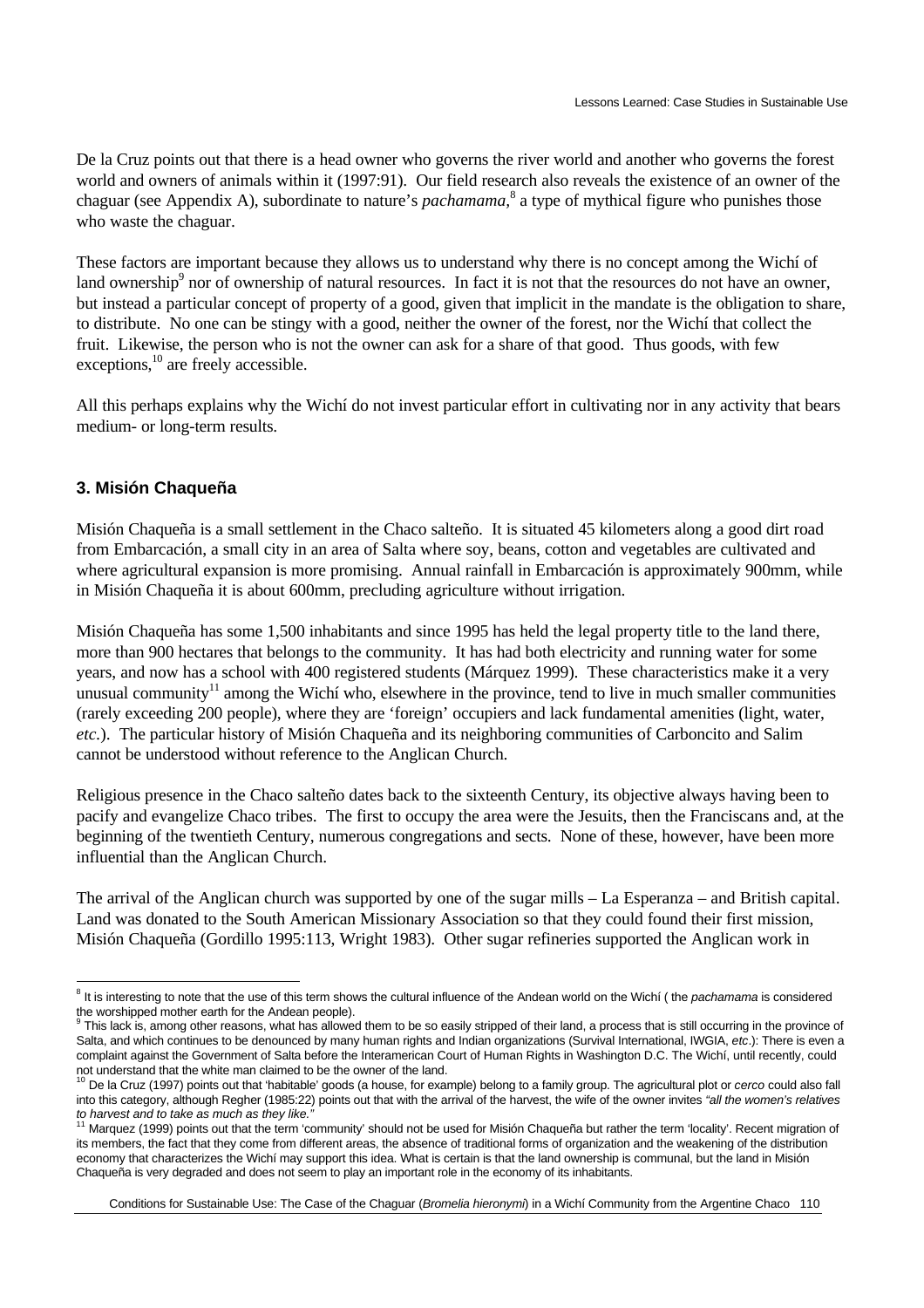De la Cruz points out that there is a head owner who governs the river world and another who governs the forest world and owners of animals within it (1997:91). Our field research also reveals the existence of an owner of the chaguar (see Appendix A), subordinate to nature's *pachamama,*[8] a type of mythical figure who punishes those who waste the chaguar.

These factors are important because they allows us to understand why there is no concept among the Wichí of land ownership[9] nor of ownership of natural resources. In fact it is not that the resources do not have an owner, but instead a particular concept of property of a good, given that implicit in the mandate is the obligation to share, to distribute. No one can be stingy with a good, neither the owner of the forest, nor the Wichí that collect the fruit. Likewise, the person who is not the owner can ask for a share of that good. Thus goods, with few exceptions,[10] are freely accessible.

All this perhaps explains why the Wichí do not invest particular effort in cultivating nor in any activity that bears medium- or long-term results.

### 3. Misión Chaqueña

Misión Chaqueña is a small settlement in the Chaco salteño. It is situated 45 kilometers along a good dirt road from Embarcación, a small city in an area of Salta where soy, beans, cotton and vegetables are cultivated and where agricultural expansion is more promising. Annual rainfall in Embarcación is approximately 900mm, while in Misión Chaqueña it is about 600mm, precluding agriculture without irrigation.

Misión Chaqueña has some 1,500 inhabitants and since 1995 has held the legal property title to the land there, more than 900 hectares that belongs to the community. It has had both electricity and running water for some years, and now has a school with 400 registered students (Márquez 1999). These characteristics make it a very unusual community[11] among the Wichí who, elsewhere in the province, tend to live in much smaller communities (rarely exceeding 200 people), where they are 'foreign' occupiers and lack fundamental amenities (light, water, *etc.*). The particular history of Misión Chaqueña and its neighboring communities of Carboncito and Salim cannot be understood without reference to the Anglican Church.

Religious presence in the Chaco salteño dates back to the sixteenth Century, its objective always having been to pacify and evangelize Chaco tribes. The first to occupy the area were the Jesuits, then the Franciscans and, at the beginning of the twentieth Century, numerous congregations and sects. None of these, however, have been more influential than the Anglican Church.

The arrival of the Anglican church was supported by one of the sugar mills – La Esperanza – and British capital. Land was donated to the South American Missionary Association so that they could found their first mission, Misión Chaqueña (Gordillo 1995:113, Wright 1983). Other sugar refineries supported the Anglican work in

---

[8] It is interesting to note that the use of this term shows the cultural influence of the Andean world on the Wichí ( the *pachamama* is considered the worshipped mother earth for the Andean people).

[9] This lack is, among other reasons, what has allowed them to be so easily stripped of their land, a process that is still occurring in the province of Salta, and which continues to be denounced by many human rights and Indian organizations (Survival International, IWGIA, *etc*.): There is even a complaint against the Government of Salta before the Interamerican Court of Human Rights in Washington D.C. The Wichí, until recently, could not understand that the white man claimed to be the owner of the land.

[10] De la Cruz (1997) points out that 'habitable' goods (a house, for example) belong to a family group. The agricultural plot or *cerco* could also fall into this category, although Regher (1985:22) points out that with the arrival of the harvest, the wife of the owner invites *"all the women's relatives to harvest and to take as much as they like."*

[11] Marquez (1999) points out that the term 'community' should not be used for Misión Chaqueña but rather the term 'locality'. Recent migration of its members, the fact that they come from different areas, the absence of traditional forms of organization and the weakening of the distribution economy that characterizes the Wichí may support this idea. What is certain is that the land ownership is communal, but the land in Misión Chaqueña is very degraded and does not seem to play an important role in the economy of its inhabitants.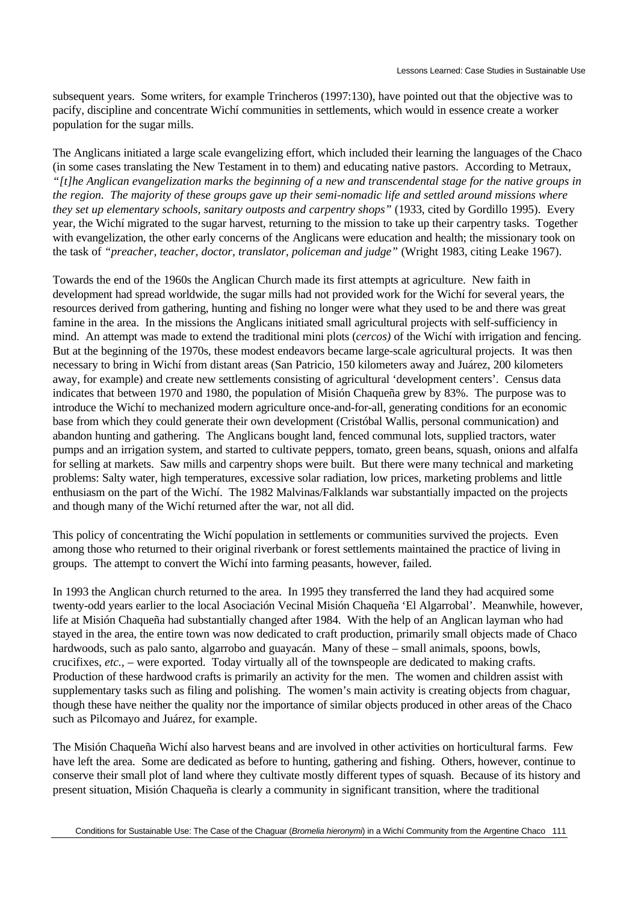subsequent years. Some writers, for example Trincheros (1997:130), have pointed out that the objective was to pacify, discipline and concentrate Wichí communities in settlements, which would in essence create a worker population for the sugar mills.

The Anglicans initiated a large scale evangelizing effort, which included their learning the languages of the Chaco (in some cases translating the New Testament in to them) and educating native pastors. According to Metraux, *"[t]he Anglican evangelization marks the beginning of a new and transcendental stage for the native groups in the region. The majority of these groups gave up their semi-nomadic life and settled around missions where they set up elementary schools, sanitary outposts and carpentry shops"* (1933, cited by Gordillo 1995). Every year, the Wichí migrated to the sugar harvest, returning to the mission to take up their carpentry tasks. Together with evangelization, the other early concerns of the Anglicans were education and health; the missionary took on the task of *"preacher, teacher, doctor, translator, policeman and judge"* (Wright 1983, citing Leake 1967).

Towards the end of the 1960s the Anglican Church made its first attempts at agriculture. New faith in development had spread worldwide, the sugar mills had not provided work for the Wichí for several years, the resources derived from gathering, hunting and fishing no longer were what they used to be and there was great famine in the area. In the missions the Anglicans initiated small agricultural projects with self-sufficiency in mind. An attempt was made to extend the traditional mini plots (*cercos)* of the Wichí with irrigation and fencing. But at the beginning of the 1970s, these modest endeavors became large-scale agricultural projects. It was then necessary to bring in Wichí from distant areas (San Patricio, 150 kilometers away and Juárez, 200 kilometers away, for example) and create new settlements consisting of agricultural 'development centers'. Census data indicates that between 1970 and 1980, the population of Misión Chaqueña grew by 83%. The purpose was to introduce the Wichí to mechanized modern agriculture once-and-for-all, generating conditions for an economic base from which they could generate their own development (Cristóbal Wallis, personal communication) and abandon hunting and gathering. The Anglicans bought land, fenced communal lots, supplied tractors, water pumps and an irrigation system, and started to cultivate peppers, tomato, green beans, squash, onions and alfalfa for selling at markets. Saw mills and carpentry shops were built. But there were many technical and marketing problems: Salty water, high temperatures, excessive solar radiation, low prices, marketing problems and little enthusiasm on the part of the Wichí. The 1982 Malvinas/Falklands war substantially impacted on the projects and though many of the Wichí returned after the war, not all did.

This policy of concentrating the Wichí population in settlements or communities survived the projects. Even among those who returned to their original riverbank or forest settlements maintained the practice of living in groups. The attempt to convert the Wichí into farming peasants, however, failed.

In 1993 the Anglican church returned to the area. In 1995 they transferred the land they had acquired some twenty-odd years earlier to the local Asociación Vecinal Misión Chaqueña 'El Algarrobal'. Meanwhile, however, life at Misión Chaqueña had substantially changed after 1984. With the help of an Anglican layman who had stayed in the area, the entire town was now dedicated to craft production, primarily small objects made of Chaco hardwoods, such as palo santo, algarrobo and guayacán. Many of these – small animals, spoons, bowls, crucifixes, *etc.*, – were exported. Today virtually all of the townspeople are dedicated to making crafts. Production of these hardwood crafts is primarily an activity for the men. The women and children assist with supplementary tasks such as filing and polishing. The women's main activity is creating objects from chaguar, though these have neither the quality nor the importance of similar objects produced in other areas of the Chaco such as Pilcomayo and Juárez, for example.

The Misión Chaqueña Wichí also harvest beans and are involved in other activities on horticultural farms. Few have left the area. Some are dedicated as before to hunting, gathering and fishing. Others, however, continue to conserve their small plot of land where they cultivate mostly different types of squash. Because of its history and present situation, Misión Chaqueña is clearly a community in significant transition, where the traditional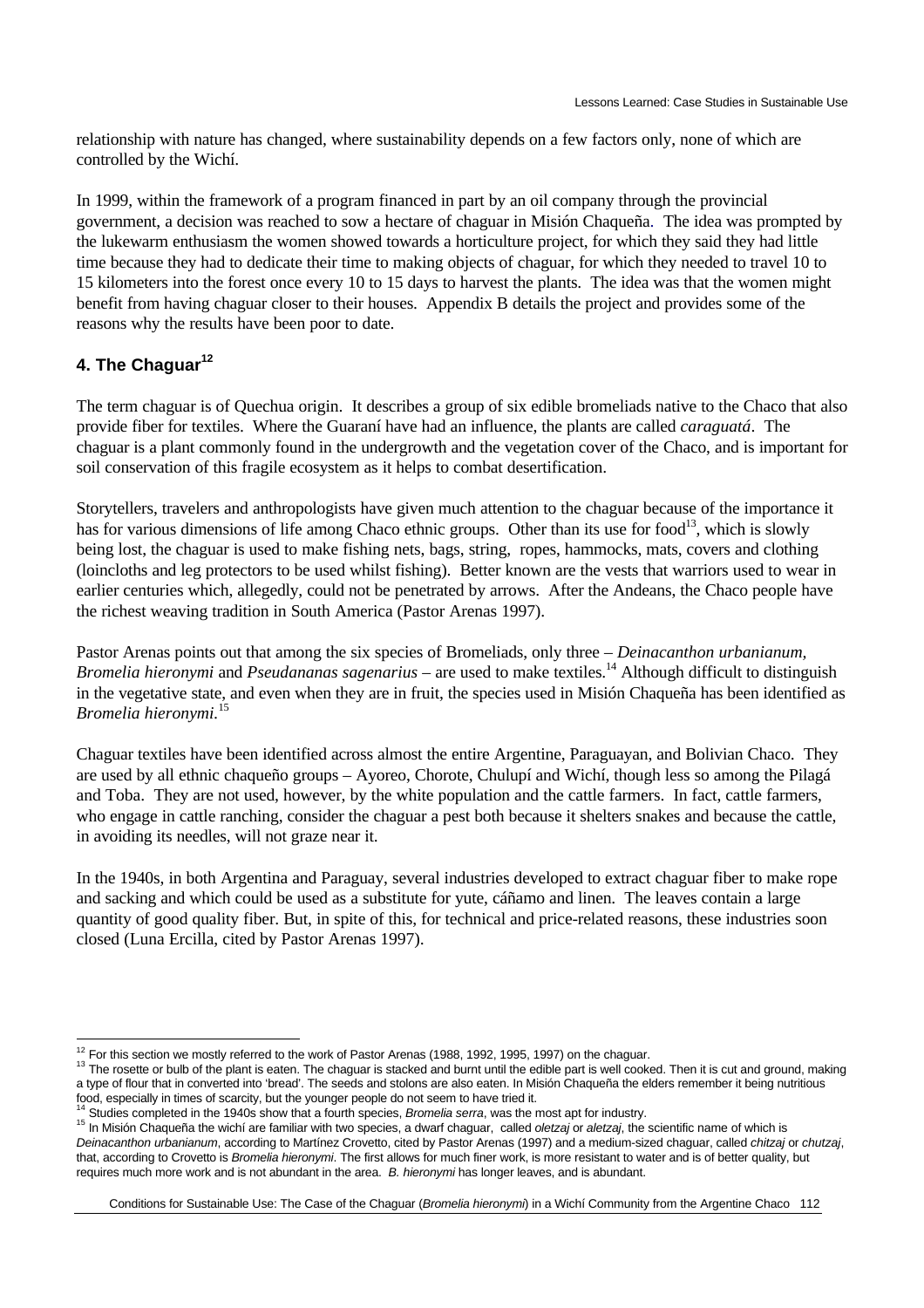relationship with nature has changed, where sustainability depends on a few factors only, none of which are controlled by the Wichí.

In 1999, within the framework of a program financed in part by an oil company through the provincial government, a decision was reached to sow a hectare of chaguar in Misión Chaqueña. The idea was prompted by the lukewarm enthusiasm the women showed towards a horticulture project, for which they said they had little time because they had to dedicate their time to making objects of chaguar, for which they needed to travel 10 to 15 kilometers into the forest once every 10 to 15 days to harvest the plants. The idea was that the women might benefit from having chaguar closer to their houses. Appendix B details the project and provides some of the reasons why the results have been poor to date.

## 4. The Chaguar[12]

The term chaguar is of Quechua origin. It describes a group of six edible bromeliads native to the Chaco that also provide fiber for textiles. Where the Guaraní have had an influence, the plants are called *caraguatá*. The chaguar is a plant commonly found in the undergrowth and the vegetation cover of the Chaco, and is important for soil conservation of this fragile ecosystem as it helps to combat desertification.

Storytellers, travelers and anthropologists have given much attention to the chaguar because of the importance it has for various dimensions of life among Chaco ethnic groups. Other than its use for food[13], which is slowly being lost, the chaguar is used to make fishing nets, bags, string, ropes, hammocks, mats, covers and clothing (loincloths and leg protectors to be used whilst fishing). Better known are the vests that warriors used to wear in earlier centuries which, allegedly, could not be penetrated by arrows. After the Andeans, the Chaco people have the richest weaving tradition in South America (Pastor Arenas 1997).

Pastor Arenas points out that among the six species of Bromeliads, only three – *Deinacanthon urbanianum*, *Bromelia hieronymi* and *Pseudananas sagenarius* – are used to make textiles.[14] Although difficult to distinguish in the vegetative state, and even when they are in fruit, the species used in Misión Chaqueña has been identified as *Bromelia hieronymi*.[15]

Chaguar textiles have been identified across almost the entire Argentine, Paraguayan, and Bolivian Chaco. They are used by all ethnic chaqueño groups – Ayoreo, Chorote, Chulupí and Wichí, though less so among the Pilagá and Toba. They are not used, however, by the white population and the cattle farmers. In fact, cattle farmers, who engage in cattle ranching, consider the chaguar a pest both because it shelters snakes and because the cattle, in avoiding its needles, will not graze near it.

In the 1940s, in both Argentina and Paraguay, several industries developed to extract chaguar fiber to make rope and sacking and which could be used as a substitute for yute, cáñamo and linen. The leaves contain a large quantity of good quality fiber. But, in spite of this, for technical and price-related reasons, these industries soon closed (Luna Ercilla, cited by Pastor Arenas 1997).

---

[12] For this section we mostly referred to the work of Pastor Arenas (1988, 1992, 1995, 1997) on the chaguar.

[13] The rosette or bulb of the plant is eaten. The chaguar is stacked and burnt until the edible part is well cooked. Then it is cut and ground, making a type of flour that in converted into 'bread'. The seeds and stolons are also eaten. In Misión Chaqueña the elders remember it being nutritious food, especially in times of scarcity, but the younger people do not seem to have tried it.

[14] Studies completed in the 1940s show that a fourth species, *Bromelia serra*, was the most apt for industry.

[15] In Misión Chaqueña the wichí are familiar with two species, a dwarf chaguar, called *oletzaj* or *aletzaj*, the scientific name of which is *Deinacanthon urbanianum*, according to Martínez Crovetto, cited by Pastor Arenas (1997) and a medium-sized chaguar, called *chitzaj* or *chutzaj*, that, according to Crovetto is *Bromelia hieronymi*. The first allows for much finer work, is more resistant to water and is of better quality, but requires much more work and is not abundant in the area. *B. hieronymi* has longer leaves, and is abundant.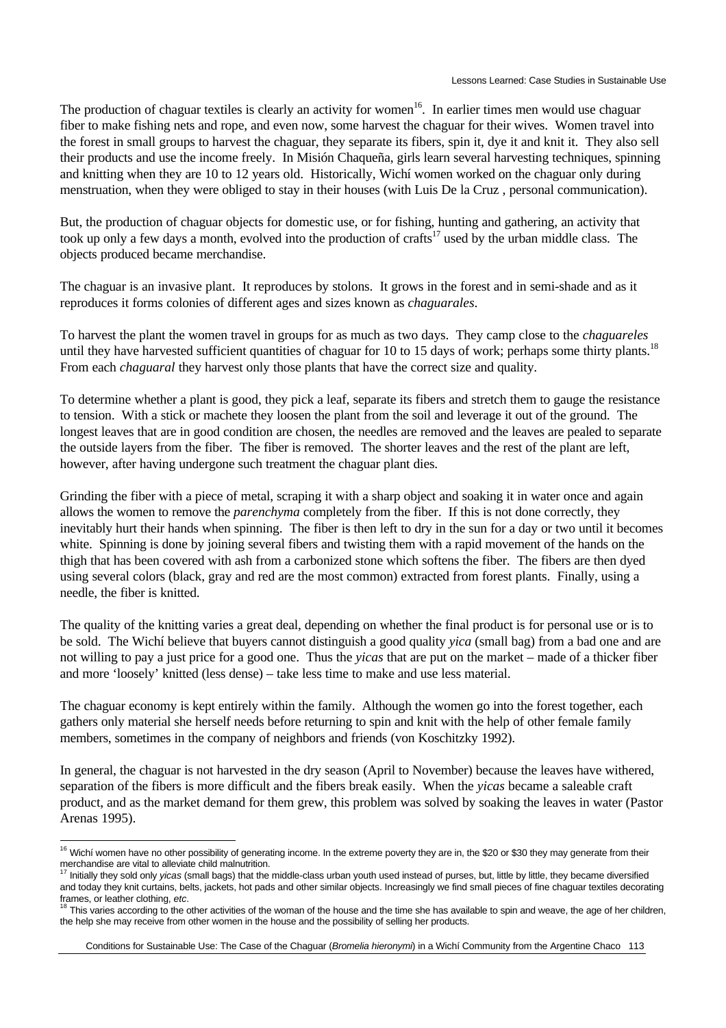The production of chaguar textiles is clearly an activity for women[16]. In earlier times men would use chaguar fiber to make fishing nets and rope, and even now, some harvest the chaguar for their wives. Women travel into the forest in small groups to harvest the chaguar, they separate its fibers, spin it, dye it and knit it. They also sell their products and use the income freely. In Misión Chaqueña, girls learn several harvesting techniques, spinning and knitting when they are 10 to 12 years old. Historically, Wichí women worked on the chaguar only during menstruation, when they were obliged to stay in their houses (with Luis De la Cruz , personal communication).

But, the production of chaguar objects for domestic use, or for fishing, hunting and gathering, an activity that took up only a few days a month, evolved into the production of crafts[17] used by the urban middle class. The objects produced became merchandise.

The chaguar is an invasive plant. It reproduces by stolons. It grows in the forest and in semi-shade and as it reproduces it forms colonies of different ages and sizes known as *chaguarales*.

To harvest the plant the women travel in groups for as much as two days. They camp close to the *chaguareles* until they have harvested sufficient quantities of chaguar for 10 to 15 days of work; perhaps some thirty plants.[18] From each *chaguaral* they harvest only those plants that have the correct size and quality.

To determine whether a plant is good, they pick a leaf, separate its fibers and stretch them to gauge the resistance to tension. With a stick or machete they loosen the plant from the soil and leverage it out of the ground. The longest leaves that are in good condition are chosen, the needles are removed and the leaves are pealed to separate the outside layers from the fiber. The fiber is removed. The shorter leaves and the rest of the plant are left, however, after having undergone such treatment the chaguar plant dies.

Grinding the fiber with a piece of metal, scraping it with a sharp object and soaking it in water once and again allows the women to remove the *parenchyma* completely from the fiber. If this is not done correctly, they inevitably hurt their hands when spinning. The fiber is then left to dry in the sun for a day or two until it becomes white. Spinning is done by joining several fibers and twisting them with a rapid movement of the hands on the thigh that has been covered with ash from a carbonized stone which softens the fiber. The fibers are then dyed using several colors (black, gray and red are the most common) extracted from forest plants. Finally, using a needle, the fiber is knitted.

The quality of the knitting varies a great deal, depending on whether the final product is for personal use or is to be sold. The Wichí believe that buyers cannot distinguish a good quality *yica* (small bag) from a bad one and are not willing to pay a just price for a good one. Thus the *yicas* that are put on the market – made of a thicker fiber and more 'loosely' knitted (less dense) – take less time to make and use less material.

The chaguar economy is kept entirely within the family. Although the women go into the forest together, each gathers only material she herself needs before returning to spin and knit with the help of other female family members, sometimes in the company of neighbors and friends (von Koschitzky 1992).

In general, the chaguar is not harvested in the dry season (April to November) because the leaves have withered, separation of the fibers is more difficult and the fibers break easily. When the *yicas* became a saleable craft product, and as the market demand for them grew, this problem was solved by soaking the leaves in water (Pastor Arenas 1995).

---

[16] Wichí women have no other possibility of generating income. In the extreme poverty they are in, the $20 or $30 they may generate from their merchandise are vital to alleviate child malnutrition.

[17] Initially they sold only *yicas* (small bags) that the middle-class urban youth used instead of purses, but, little by little, they became diversified and today they knit curtains, belts, jackets, hot pads and other similar objects. Increasingly we find small pieces of fine chaguar textiles decorating frames, or leather clothing, *etc*.

[18] This varies according to the other activities of the woman of the house and the time she has available to spin and weave, the age of her children, the help she may receive from other women in the house and the possibility of selling her products.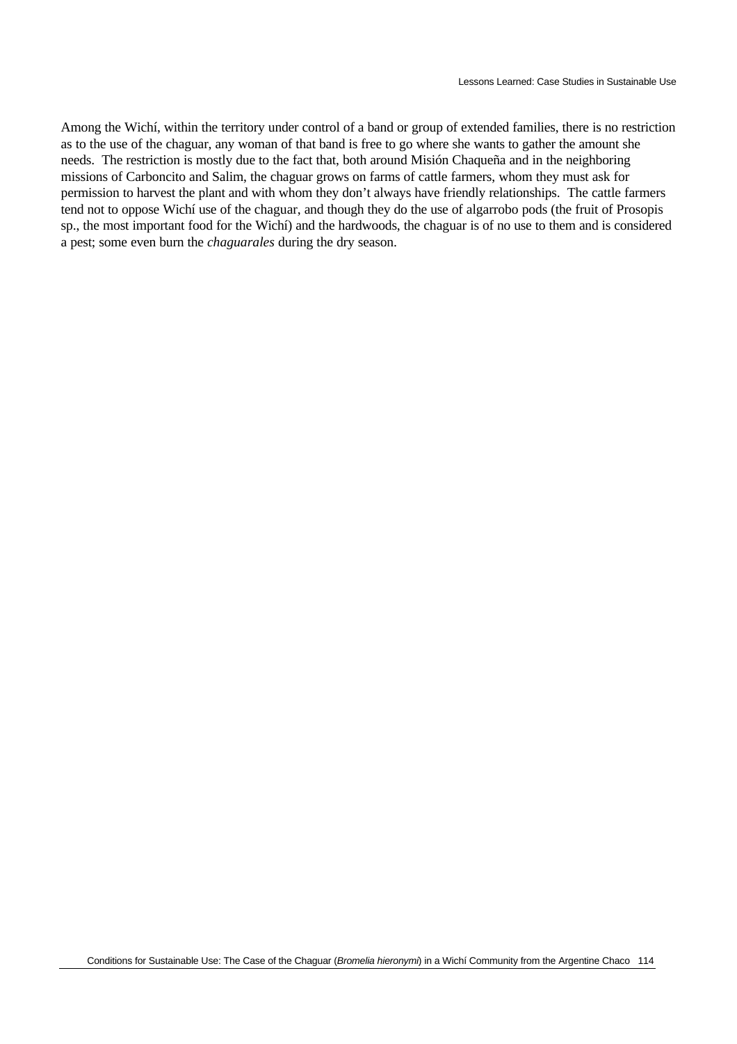Among the Wichí, within the territory under control of a band or group of extended families, there is no restriction as to the use of the chaguar, any woman of that band is free to go where she wants to gather the amount she needs. The restriction is mostly due to the fact that, both around Misión Chaqueña and in the neighboring missions of Carboncito and Salim, the chaguar grows on farms of cattle farmers, whom they must ask for permission to harvest the plant and with whom they don't always have friendly relationships. The cattle farmers tend not to oppose Wichí use of the chaguar, and though they do the use of algarrobo pods (the fruit of Prosopis sp., the most important food for the Wichí) and the hardwoods, the chaguar is of no use to them and is considered a pest; some even burn the *chaguarales* during the dry season.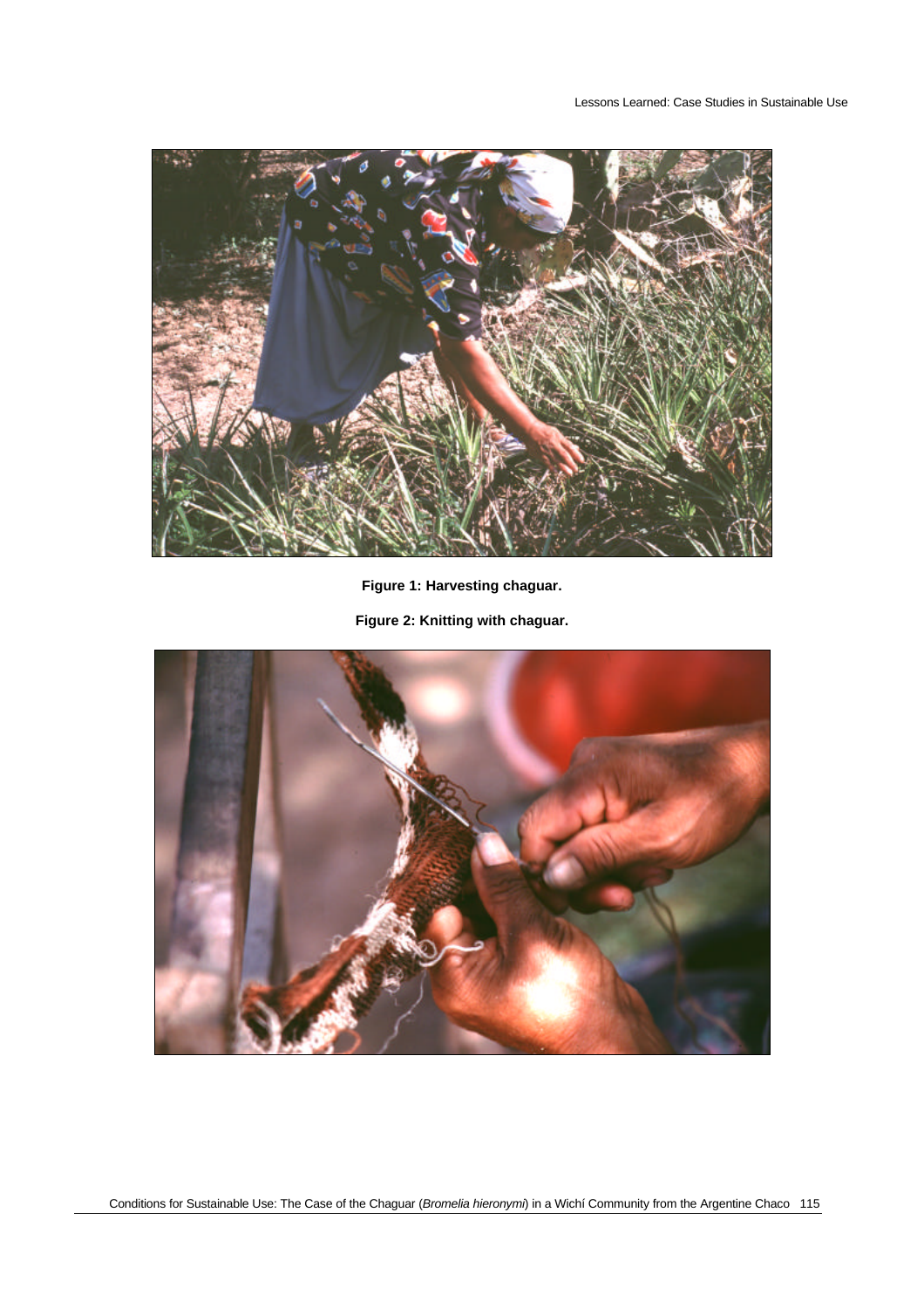**Figure 1: Harvesting chaguar.**

**Figure 2: Knitting with chaguar.**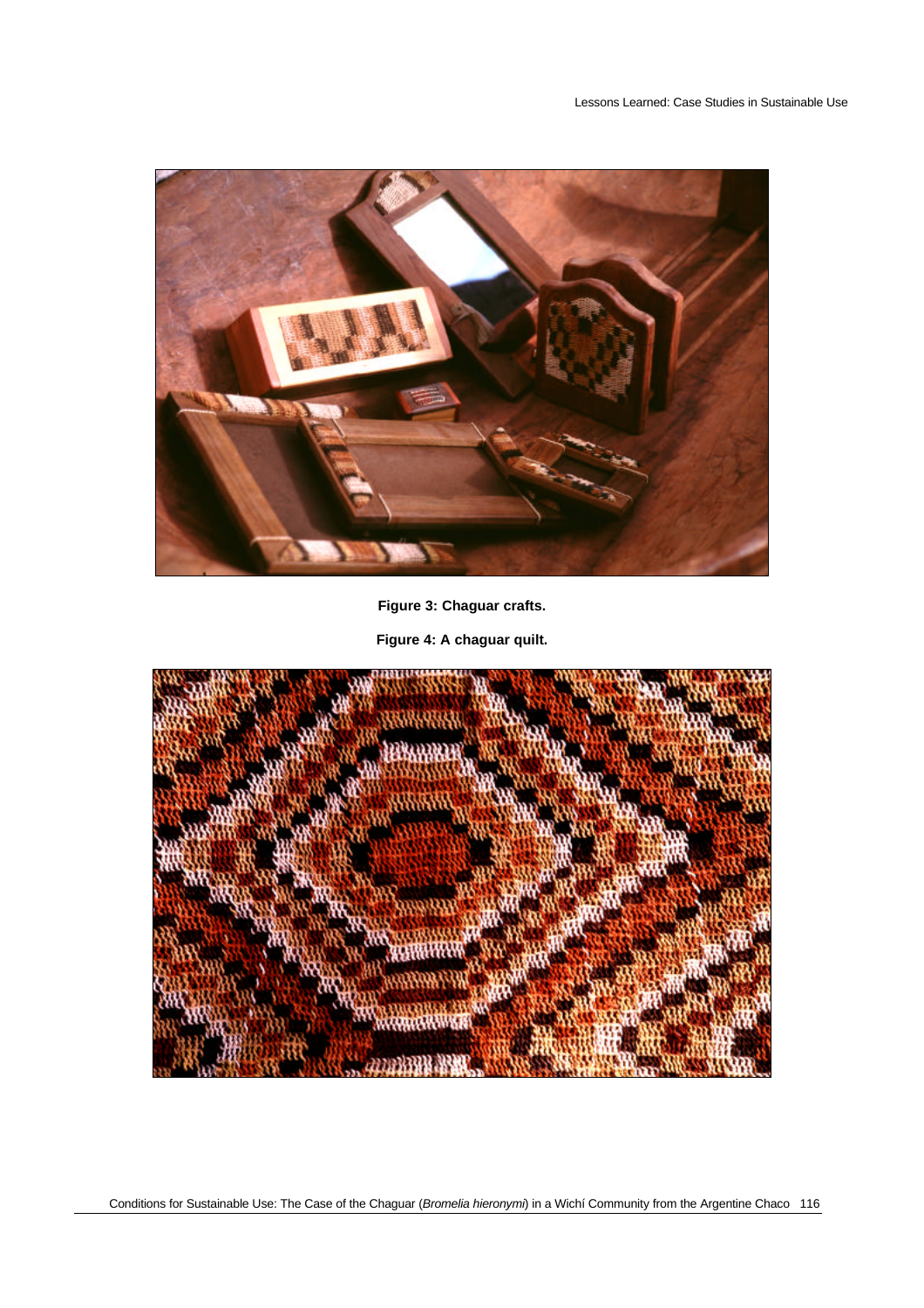**Figure 3: Chaguar crafts.**

**Figure 4: A chaguar quilt.**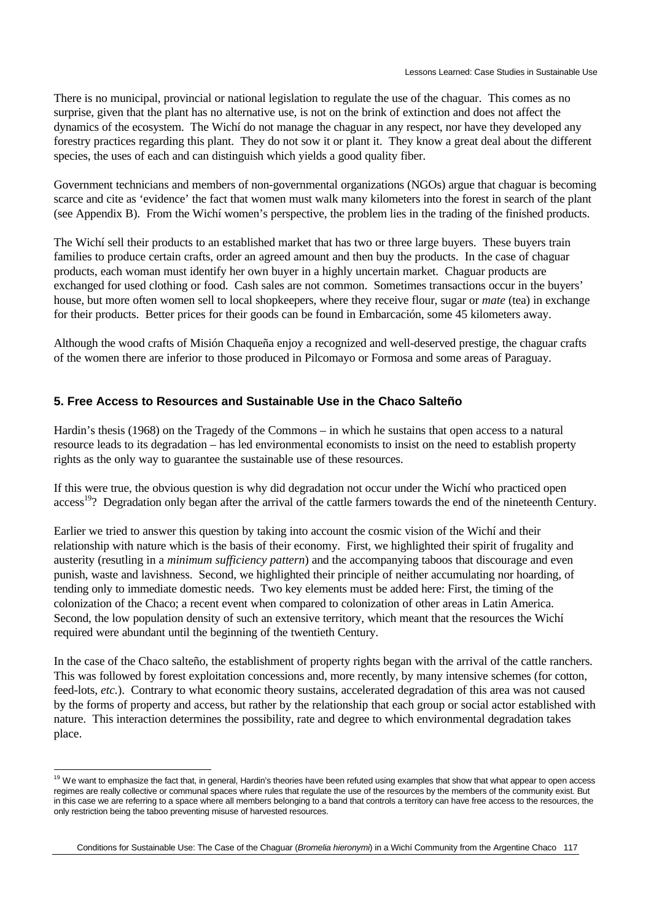There is no municipal, provincial or national legislation to regulate the use of the chaguar. This comes as no surprise, given that the plant has no alternative use, is not on the brink of extinction and does not affect the dynamics of the ecosystem. The Wichí do not manage the chaguar in any respect, nor have they developed any forestry practices regarding this plant. They do not sow it or plant it. They know a great deal about the different species, the uses of each and can distinguish which yields a good quality fiber.

Government technicians and members of non-governmental organizations (NGOs) argue that chaguar is becoming scarce and cite as 'evidence' the fact that women must walk many kilometers into the forest in search of the plant (see Appendix B). From the Wichí women's perspective, the problem lies in the trading of the finished products.

The Wichí sell their products to an established market that has two or three large buyers. These buyers train families to produce certain crafts, order an agreed amount and then buy the products. In the case of chaguar products, each woman must identify her own buyer in a highly uncertain market. Chaguar products are exchanged for used clothing or food. Cash sales are not common. Sometimes transactions occur in the buyers' house, but more often women sell to local shopkeepers, where they receive flour, sugar or *mate* (tea) in exchange for their products. Better prices for their goods can be found in Embarcación, some 45 kilometers away.

Although the wood crafts of Misión Chaqueña enjoy a recognized and well-deserved prestige, the chaguar crafts of the women there are inferior to those produced in Pilcomayo or Formosa and some areas of Paraguay.

## 5. Free Access to Resources and Sustainable Use in the Chaco Salteño

Hardin's thesis (1968) on the Tragedy of the Commons – in which he sustains that open access to a natural resource leads to its degradation – has led environmental economists to insist on the need to establish property rights as the only way to guarantee the sustainable use of these resources.

If this were true, the obvious question is why did degradation not occur under the Wichí who practiced open access[19]? Degradation only began after the arrival of the cattle farmers towards the end of the nineteenth Century.

Earlier we tried to answer this question by taking into account the cosmic vision of the Wichí and their relationship with nature which is the basis of their economy. First, we highlighted their spirit of frugality and austerity (resutling in a *minimum sufficiency pattern*) and the accompanying taboos that discourage and even punish, waste and lavishness. Second, we highlighted their principle of neither accumulating nor hoarding, of tending only to immediate domestic needs. Two key elements must be added here: First, the timing of the colonization of the Chaco; a recent event when compared to colonization of other areas in Latin America. Second, the low population density of such an extensive territory, which meant that the resources the Wichí required were abundant until the beginning of the twentieth Century.

In the case of the Chaco salteño, the establishment of property rights began with the arrival of the cattle ranchers. This was followed by forest exploitation concessions and, more recently, by many intensive schemes (for cotton, feed-lots, *etc.*). Contrary to what economic theory sustains, accelerated degradation of this area was not caused by the forms of property and access, but rather by the relationship that each group or social actor established with nature. This interaction determines the possibility, rate and degree to which environmental degradation takes place.

---

[19] We want to emphasize the fact that, in general, Hardin's theories have been refuted using examples that show that what appear to open access regimes are really collective or communal spaces where rules that regulate the use of the resources by the members of the community exist. But in this case we are referring to a space where all members belonging to a band that controls a territory can have free access to the resources, the only restriction being the taboo preventing misuse of harvested resources.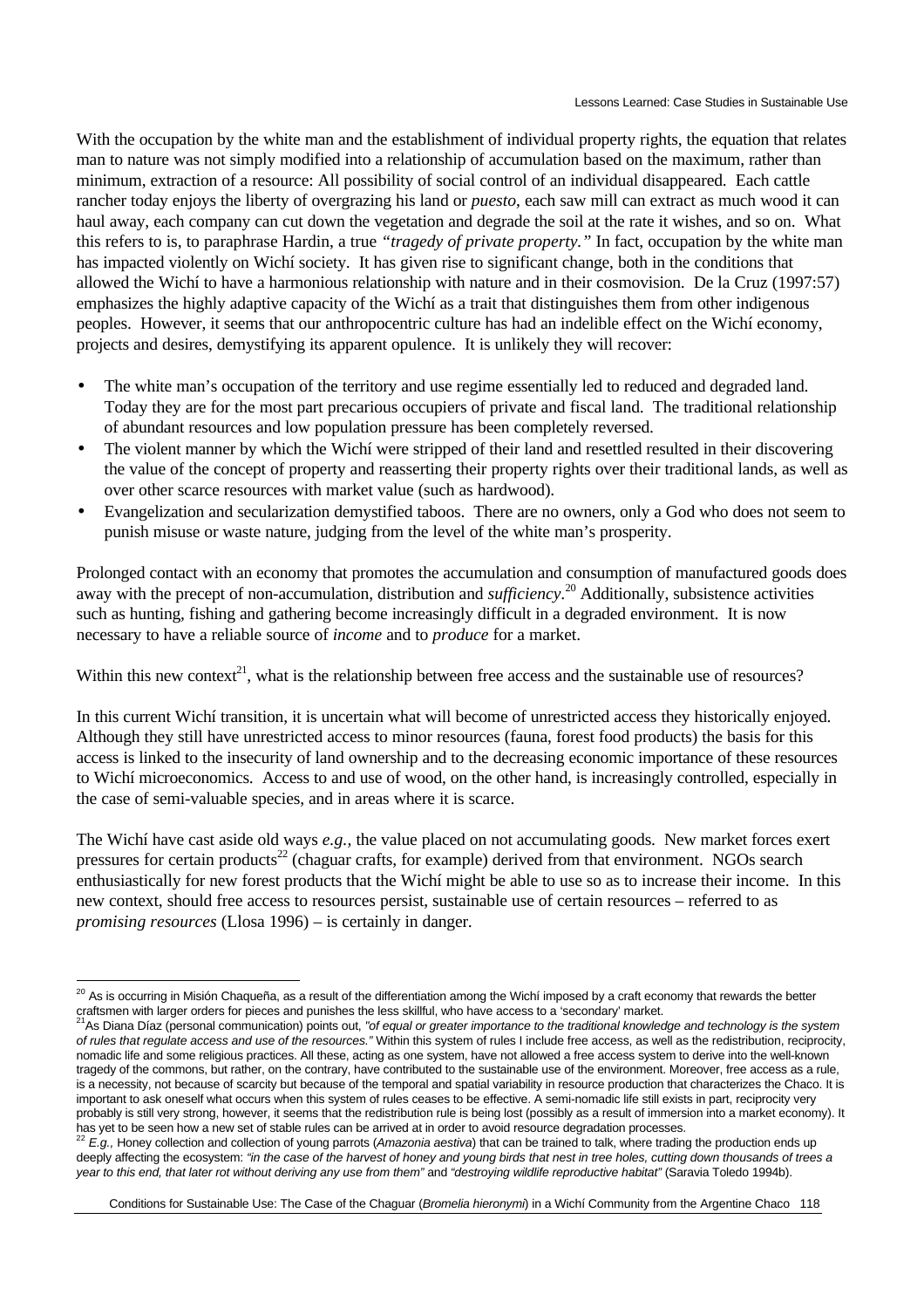With the occupation by the white man and the establishment of individual property rights, the equation that relates man to nature was not simply modified into a relationship of accumulation based on the maximum, rather than minimum, extraction of a resource: All possibility of social control of an individual disappeared. Each cattle rancher today enjoys the liberty of overgrazing his land or *puesto*, each saw mill can extract as much wood it can haul away, each company can cut down the vegetation and degrade the soil at the rate it wishes, and so on. What this refers to is, to paraphrase Hardin, a true *"tragedy of private property."* In fact, occupation by the white man has impacted violently on Wichí society. It has given rise to significant change, both in the conditions that allowed the Wichí to have a harmonious relationship with nature and in their cosmovision. De la Cruz (1997:57) emphasizes the highly adaptive capacity of the Wichí as a trait that distinguishes them from other indigenous peoples. However, it seems that our anthropocentric culture has had an indelible effect on the Wichí economy, projects and desires, demystifying its apparent opulence. It is unlikely they will recover:

- The white man's occupation of the territory and use regime essentially led to reduced and degraded land. Today they are for the most part precarious occupiers of private and fiscal land. The traditional relationship of abundant resources and low population pressure has been completely reversed.
- The violent manner by which the Wichí were stripped of their land and resettled resulted in their discovering the value of the concept of property and reasserting their property rights over their traditional lands, as well as over other scarce resources with market value (such as hardwood).
- Evangelization and secularization demystified taboos. There are no owners, only a God who does not seem to punish misuse or waste nature, judging from the level of the white man's prosperity.

Prolonged contact with an economy that promotes the accumulation and consumption of manufactured goods does away with the precept of non-accumulation, distribution and *sufficiency*.[20] Additionally, subsistence activities such as hunting, fishing and gathering become increasingly difficult in a degraded environment. It is now necessary to have a reliable source of *income* and to *produce* for a market.

Within this new context[21], what is the relationship between free access and the sustainable use of resources?

In this current Wichí transition, it is uncertain what will become of unrestricted access they historically enjoyed. Although they still have unrestricted access to minor resources (fauna, forest food products) the basis for this access is linked to the insecurity of land ownership and to the decreasing economic importance of these resources to Wichí microeconomics. Access to and use of wood, on the other hand, is increasingly controlled, especially in the case of semi-valuable species, and in areas where it is scarce.

The Wichí have cast aside old ways *e.g.,* the value placed on not accumulating goods. New market forces exert pressures for certain products[22] (chaguar crafts, for example) derived from that environment. NGOs search enthusiastically for new forest products that the Wichí might be able to use so as to increase their income. In this new context, should free access to resources persist, sustainable use of certain resources – referred to as *promising resources* (Llosa 1996) – is certainly in danger.

---

[20] As is occurring in Misión Chaqueña, as a result of the differentiation among the Wichí imposed by a craft economy that rewards the better craftsmen with larger orders for pieces and punishes the less skillful, who have access to a 'secondary' market.

[21] As Diana Díaz (personal communication) points out, *"of equal or greater importance to the traditional knowledge and technology is the system of rules that regulate access and use of the resources."* Within this system of rules I include free access, as well as the redistribution, reciprocity, nomadic life and some religious practices. All these, acting as one system, have not allowed a free access system to derive into the well-known tragedy of the commons, but rather, on the contrary, have contributed to the sustainable use of the environment. Moreover, free access as a rule, is a necessity, not because of scarcity but because of the temporal and spatial variability in resource production that characterizes the Chaco. It is important to ask oneself what occurs when this system of rules ceases to be effective. A semi-nomadic life still exists in part, reciprocity very probably is still very strong, however, it seems that the redistribution rule is being lost (possibly as a result of immersion into a market economy). It has yet to be seen how a new set of stable rules can be arrived at in order to avoid resource degradation processes.

[22] *E.g.,* Honey collection and collection of young parrots (*Amazonia aestiva*) that can be trained to talk, where trading the production ends up deeply affecting the ecosystem: *"in the case of the harvest of honey and young birds that nest in tree holes, cutting down thousands of trees a year to this end, that later rot without deriving any use from them"* and *"destroying wildlife reproductive habitat"* (Saravia Toledo 1994b).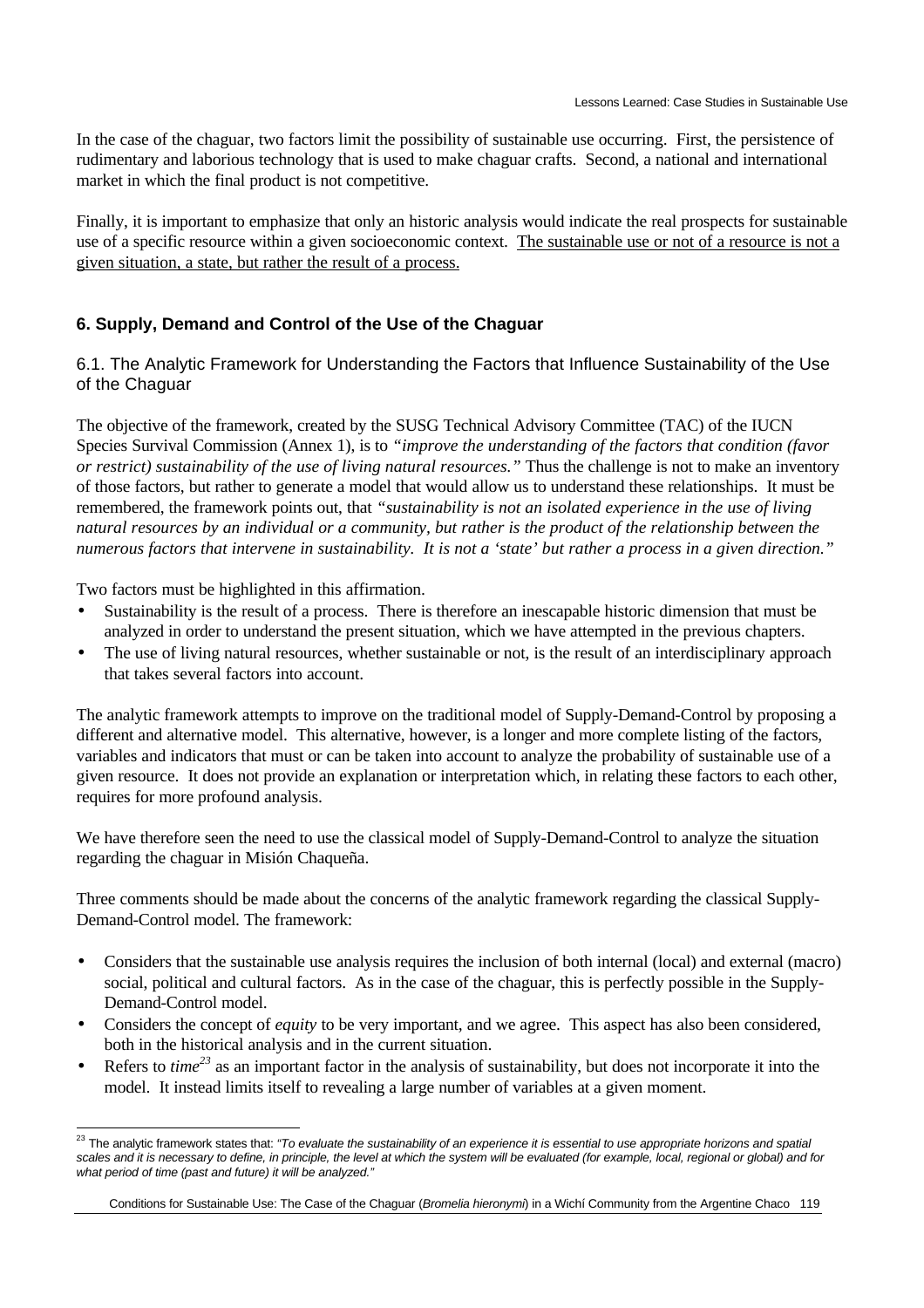In the case of the chaguar, two factors limit the possibility of sustainable use occurring. First, the persistence of rudimentary and laborious technology that is used to make chaguar crafts. Second, a national and international market in which the final product is not competitive.

Finally, it is important to emphasize that only an historic analysis would indicate the real prospects for sustainable use of a specific resource within a given socioeconomic context. <u>The sustainable use or not of a resource is not a given situation, a state, but rather the result of a process.</u>

## 6. Supply, Demand and Control of the Use of the Chaguar

### 6.1. The Analytic Framework for Understanding the Factors that Influence Sustainability of the Use of the Chaguar

The objective of the framework, created by the SUSG Technical Advisory Committee (TAC) of the IUCN Species Survival Commission (Annex 1), is to *"improve the understanding of the factors that condition (favor or restrict) sustainability of the use of living natural resources."* Thus the challenge is not to make an inventory of those factors, but rather to generate a model that would allow us to understand these relationships. It must be remembered, the framework points out, that *"sustainability is not an isolated experience in the use of living natural resources by an individual or a community, but rather is the product of the relationship between the numerous factors that intervene in sustainability. It is not a 'state' but rather a process in a given direction."*

Two factors must be highlighted in this affirmation.

- Sustainability is the result of a process. There is therefore an inescapable historic dimension that must be analyzed in order to understand the present situation, which we have attempted in the previous chapters.
- The use of living natural resources, whether sustainable or not, is the result of an interdisciplinary approach that takes several factors into account.

The analytic framework attempts to improve on the traditional model of Supply-Demand-Control by proposing a different and alternative model. This alternative, however, is a longer and more complete listing of the factors, variables and indicators that must or can be taken into account to analyze the probability of sustainable use of a given resource. It does not provide an explanation or interpretation which, in relating these factors to each other, requires for more profound analysis.

We have therefore seen the need to use the classical model of Supply-Demand-Control to analyze the situation regarding the chaguar in Misión Chaqueña.

Three comments should be made about the concerns of the analytic framework regarding the classical Supply-Demand-Control model. The framework:

- Considers that the sustainable use analysis requires the inclusion of both internal (local) and external (macro) social, political and cultural factors. As in the case of the chaguar, this is perfectly possible in the Supply-Demand-Control model.
- Considers the concept of *equity* to be very important, and we agree. This aspect has also been considered, both in the historical analysis and in the current situation.
- Refers to *time*[23] as an important factor in the analysis of sustainability, but does not incorporate it into the model. It instead limits itself to revealing a large number of variables at a given moment.

---

[23] The analytic framework states that: *"To evaluate the sustainability of an experience it is essential to use appropriate horizons and spatial scales and it is necessary to define, in principle, the level at which the system will be evaluated (for example, local, regional or global) and for what period of time (past and future) it will be analyzed."*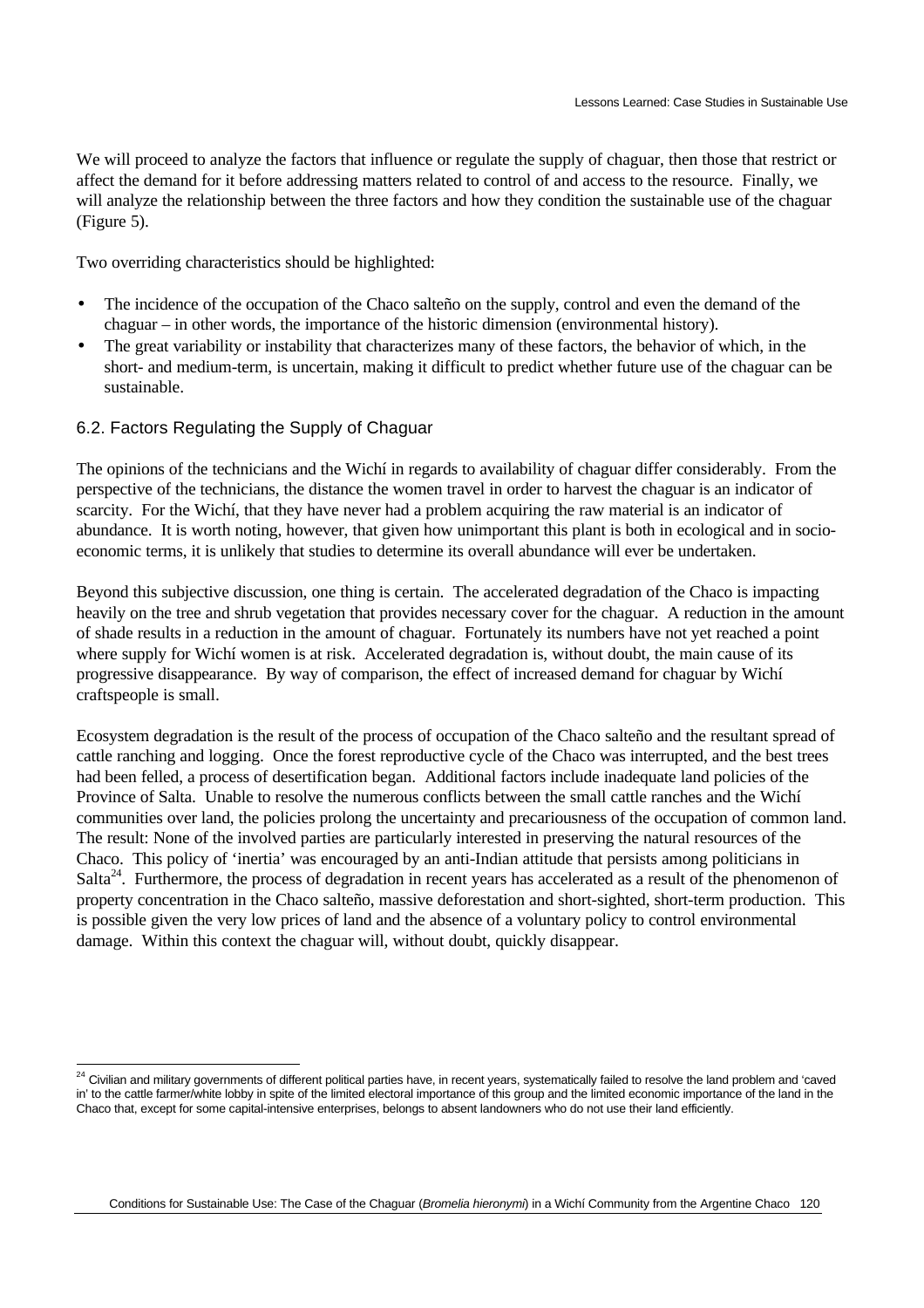We will proceed to analyze the factors that influence or regulate the supply of chaguar, then those that restrict or affect the demand for it before addressing matters related to control of and access to the resource. Finally, we will analyze the relationship between the three factors and how they condition the sustainable use of the chaguar (Figure 5).

Two overriding characteristics should be highlighted:

- The incidence of the occupation of the Chaco salteño on the supply, control and even the demand of the chaguar – in other words, the importance of the historic dimension (environmental history).
- The great variability or instability that characterizes many of these factors, the behavior of which, in the short- and medium-term, is uncertain, making it difficult to predict whether future use of the chaguar can be sustainable.

## 6.2. Factors Regulating the Supply of Chaguar

The opinions of the technicians and the Wichí in regards to availability of chaguar differ considerably. From the perspective of the technicians, the distance the women travel in order to harvest the chaguar is an indicator of scarcity. For the Wichí, that they have never had a problem acquiring the raw material is an indicator of abundance. It is worth noting, however, that given how unimportant this plant is both in ecological and in socio-economic terms, it is unlikely that studies to determine its overall abundance will ever be undertaken.

Beyond this subjective discussion, one thing is certain. The accelerated degradation of the Chaco is impacting heavily on the tree and shrub vegetation that provides necessary cover for the chaguar. A reduction in the amount of shade results in a reduction in the amount of chaguar. Fortunately its numbers have not yet reached a point where supply for Wichí women is at risk. Accelerated degradation is, without doubt, the main cause of its progressive disappearance. By way of comparison, the effect of increased demand for chaguar by Wichí craftspeople is small.

Ecosystem degradation is the result of the process of occupation of the Chaco salteño and the resultant spread of cattle ranching and logging. Once the forest reproductive cycle of the Chaco was interrupted, and the best trees had been felled, a process of desertification began. Additional factors include inadequate land policies of the Province of Salta. Unable to resolve the numerous conflicts between the small cattle ranches and the Wichí communities over land, the policies prolong the uncertainty and precariousness of the occupation of common land. The result: None of the involved parties are particularly interested in preserving the natural resources of the Chaco. This policy of 'inertia' was encouraged by an anti-Indian attitude that persists among politicians in Salta[24]. Furthermore, the process of degradation in recent years has accelerated as a result of the phenomenon of property concentration in the Chaco salteño, massive deforestation and short-sighted, short-term production. This is possible given the very low prices of land and the absence of a voluntary policy to control environmental damage. Within this context the chaguar will, without doubt, quickly disappear.

[24] Civilian and military governments of different political parties have, in recent years, systematically failed to resolve the land problem and 'caved in' to the cattle farmer/white lobby in spite of the limited electoral importance of this group and the limited economic importance of the land in the Chaco that, except for some capital-intensive enterprises, belongs to absent landowners who do not use their land efficiently.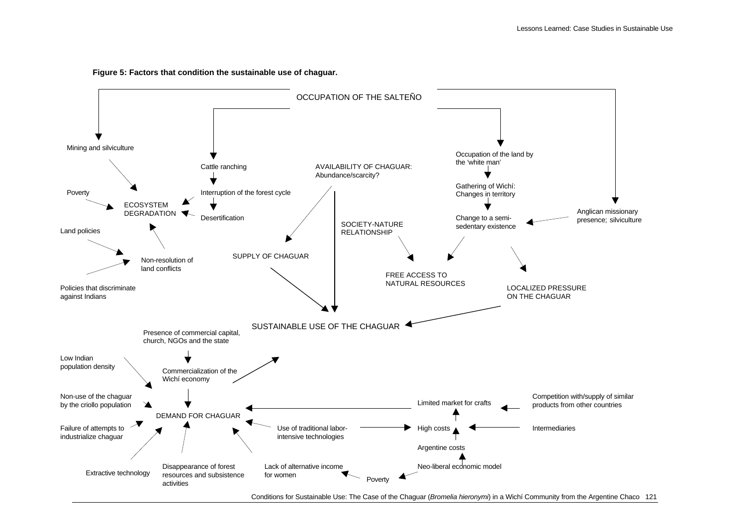**Figure 5: Factors that condition the sustainable use of chaguar.**

OCCUPATION OF THE SALTEÑO

Mining and silviculture

Cattle ranching

AVAILABILITY OF CHAGUAR: Abundance/scarcity?

Occupation of the land by the 'white man'

Poverty

Interruption of the forest cycle

Gathering of Wichí: Changes in territory

ECOSYSTEM DEGRADATION

Desertification

SOCIETY-NATURE RELATIONSHIP

Change to a semi-sedentary existence

Anglican missionary presence; silviculture

Land policies

SUPPLY OF CHAGUAR

Non-resolution of land conflicts

FREE ACCESS TO NATURAL RESOURCES

LOCALIZED PRESSURE ON THE CHAGUAR

Policies that discriminate against Indians

SUSTAINABLE USE OF THE CHAGUAR

Presence of commercial capital, church, NGOs and the state

Low Indian population density

Commercialization of the Wichí economy

Non-use of the chaguar by the criollo population

Limited market for crafts

Competition with/supply of similar products from other countries

DEMAND FOR CHAGUAR

Failure of attempts to industrialize chaguar

Use of traditional labor-intensive technologies

High costs

Intermediaries

Argentine costs

Extractive technology

Disappearance of forest resources and subsistence activities

Lack of alternative income for women

Poverty

Neo-liberal economic model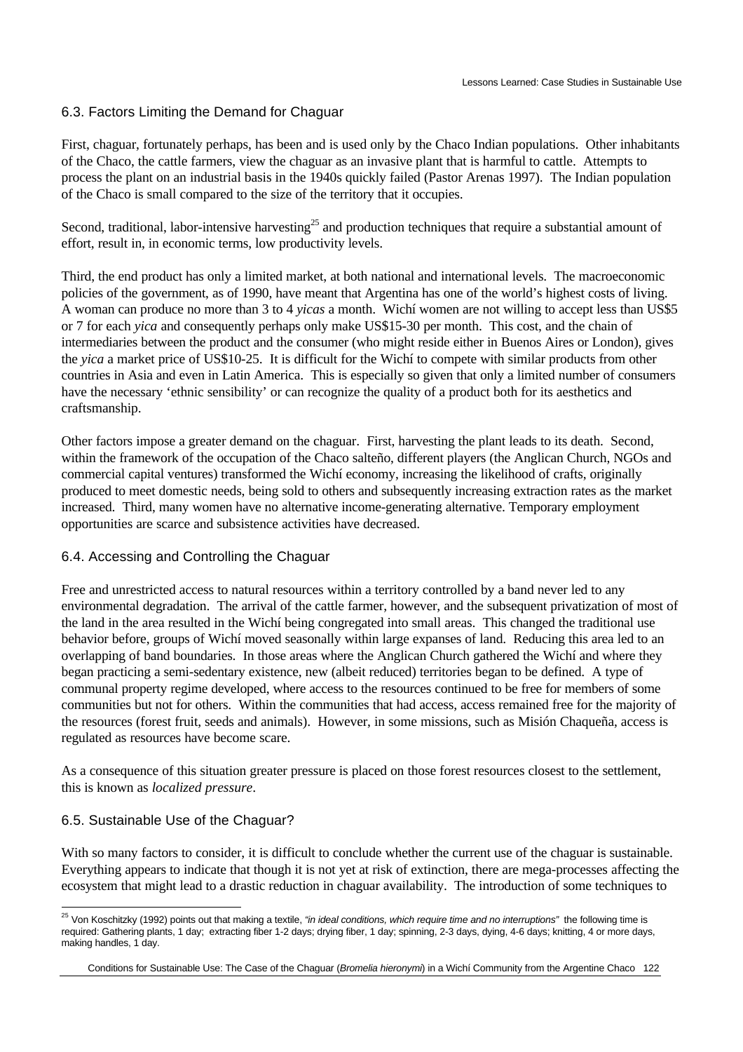## 6.3. Factors Limiting the Demand for Chaguar

First, chaguar, fortunately perhaps, has been and is used only by the Chaco Indian populations. Other inhabitants of the Chaco, the cattle farmers, view the chaguar as an invasive plant that is harmful to cattle. Attempts to process the plant on an industrial basis in the 1940s quickly failed (Pastor Arenas 1997). The Indian population of the Chaco is small compared to the size of the territory that it occupies.

Second, traditional, labor-intensive harvesting[25] and production techniques that require a substantial amount of effort, result in, in economic terms, low productivity levels.

Third, the end product has only a limited market, at both national and international levels. The macroeconomic policies of the government, as of 1990, have meant that Argentina has one of the world's highest costs of living. A woman can produce no more than 3 to 4 *yicas* a month. Wichí women are not willing to accept less than US$5 or 7 for each *yica* and consequently perhaps only make US$15-30 per month. This cost, and the chain of intermediaries between the product and the consumer (who might reside either in Buenos Aires or London), gives the *yica* a market price of US$10-25. It is difficult for the Wichí to compete with similar products from other countries in Asia and even in Latin America. This is especially so given that only a limited number of consumers have the necessary 'ethnic sensibility' or can recognize the quality of a product both for its aesthetics and craftsmanship.

Other factors impose a greater demand on the chaguar. First, harvesting the plant leads to its death. Second, within the framework of the occupation of the Chaco salteño, different players (the Anglican Church, NGOs and commercial capital ventures) transformed the Wichí economy, increasing the likelihood of crafts, originally produced to meet domestic needs, being sold to others and subsequently increasing extraction rates as the market increased. Third, many women have no alternative income-generating alternative. Temporary employment opportunities are scarce and subsistence activities have decreased.

## 6.4. Accessing and Controlling the Chaguar

Free and unrestricted access to natural resources within a territory controlled by a band never led to any environmental degradation. The arrival of the cattle farmer, however, and the subsequent privatization of most of the land in the area resulted in the Wichí being congregated into small areas. This changed the traditional use behavior before, groups of Wichí moved seasonally within large expanses of land. Reducing this area led to an overlapping of band boundaries. In those areas where the Anglican Church gathered the Wichí and where they began practicing a semi-sedentary existence, new (albeit reduced) territories began to be defined. A type of communal property regime developed, where access to the resources continued to be free for members of some communities but not for others. Within the communities that had access, access remained free for the majority of the resources (forest fruit, seeds and animals). However, in some missions, such as Misión Chaqueña, access is regulated as resources have become scare.

As a consequence of this situation greater pressure is placed on those forest resources closest to the settlement, this is known as *localized pressure*.

## 6.5. Sustainable Use of the Chaguar?

With so many factors to consider, it is difficult to conclude whether the current use of the chaguar is sustainable. Everything appears to indicate that though it is not yet at risk of extinction, there are mega-processes affecting the ecosystem that might lead to a drastic reduction in chaguar availability. The introduction of some techniques to

---

[25] Von Koschitzky (1992) points out that making a textile, *"in ideal conditions, which require time and no interruptions"* the following time is required: Gathering plants, 1 day; extracting fiber 1-2 days; drying fiber, 1 day; spinning, 2-3 days, dying, 4-6 days; knitting, 4 or more days, making handles, 1 day.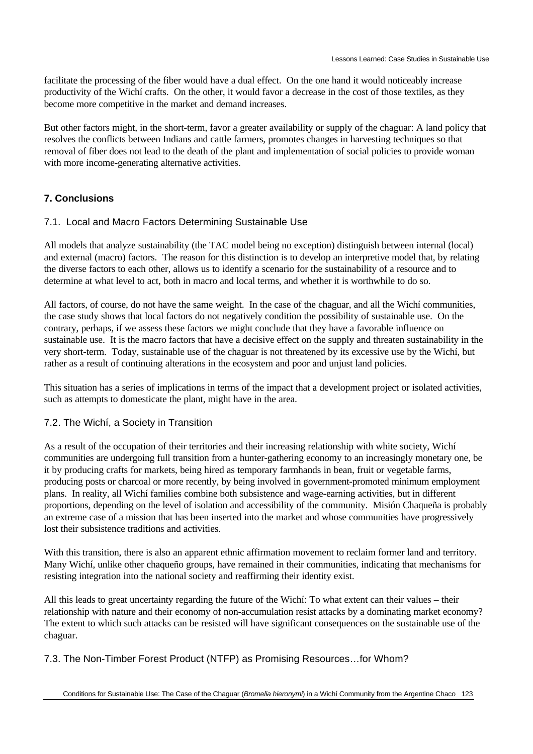facilitate the processing of the fiber would have a dual effect. On the one hand it would noticeably increase productivity of the Wichí crafts. On the other, it would favor a decrease in the cost of those textiles, as they become more competitive in the market and demand increases.

But other factors might, in the short-term, favor a greater availability or supply of the chaguar: A land policy that resolves the conflicts between Indians and cattle farmers, promotes changes in harvesting techniques so that removal of fiber does not lead to the death of the plant and implementation of social policies to provide woman with more income-generating alternative activities.

## 7. Conclusions

### 7.1. Local and Macro Factors Determining Sustainable Use

All models that analyze sustainability (the TAC model being no exception) distinguish between internal (local) and external (macro) factors. The reason for this distinction is to develop an interpretive model that, by relating the diverse factors to each other, allows us to identify a scenario for the sustainability of a resource and to determine at what level to act, both in macro and local terms, and whether it is worthwhile to do so.

All factors, of course, do not have the same weight. In the case of the chaguar, and all the Wichí communities, the case study shows that local factors do not negatively condition the possibility of sustainable use. On the contrary, perhaps, if we assess these factors we might conclude that they have a favorable influence on sustainable use. It is the macro factors that have a decisive effect on the supply and threaten sustainability in the very short-term. Today, sustainable use of the chaguar is not threatened by its excessive use by the Wichí, but rather as a result of continuing alterations in the ecosystem and poor and unjust land policies.

This situation has a series of implications in terms of the impact that a development project or isolated activities, such as attempts to domesticate the plant, might have in the area.

### 7.2. The Wichí, a Society in Transition

As a result of the occupation of their territories and their increasing relationship with white society, Wichí communities are undergoing full transition from a hunter-gathering economy to an increasingly monetary one, be it by producing crafts for markets, being hired as temporary farmhands in bean, fruit or vegetable farms, producing posts or charcoal or more recently, by being involved in government-promoted minimum employment plans. In reality, all Wichí families combine both subsistence and wage-earning activities, but in different proportions, depending on the level of isolation and accessibility of the community. Misión Chaqueña is probably an extreme case of a mission that has been inserted into the market and whose communities have progressively lost their subsistence traditions and activities.

With this transition, there is also an apparent ethnic affirmation movement to reclaim former land and territory. Many Wichí, unlike other chaqueño groups, have remained in their communities, indicating that mechanisms for resisting integration into the national society and reaffirming their identity exist.

All this leads to great uncertainty regarding the future of the Wichí: To what extent can their values – their relationship with nature and their economy of non-accumulation resist attacks by a dominating market economy? The extent to which such attacks can be resisted will have significant consequences on the sustainable use of the chaguar.

### 7.3. The Non-Timber Forest Product (NTFP) as Promising Resources…for Whom?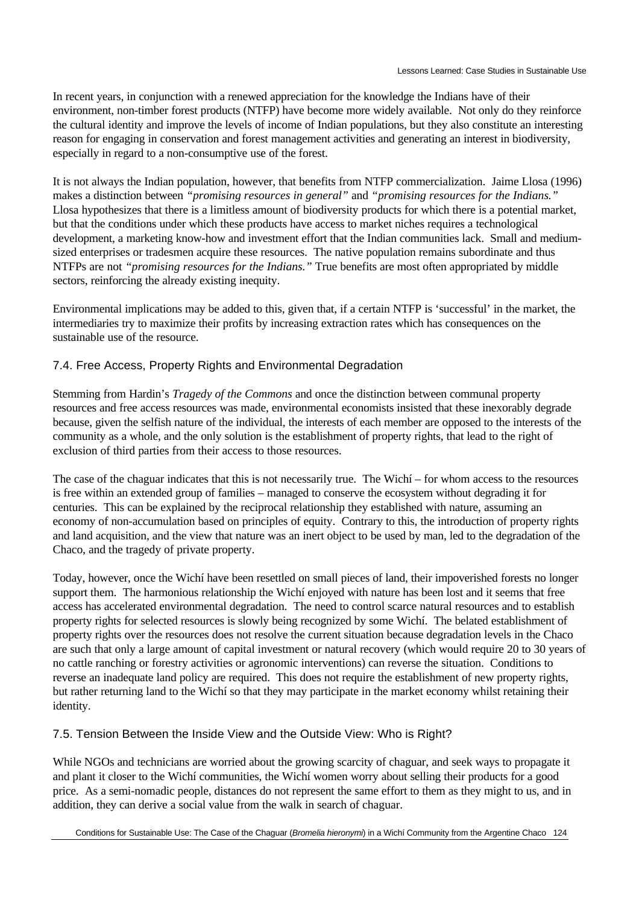In recent years, in conjunction with a renewed appreciation for the knowledge the Indians have of their environment, non-timber forest products (NTFP) have become more widely available. Not only do they reinforce the cultural identity and improve the levels of income of Indian populations, but they also constitute an interesting reason for engaging in conservation and forest management activities and generating an interest in biodiversity, especially in regard to a non-consumptive use of the forest.

It is not always the Indian population, however, that benefits from NTFP commercialization. Jaime Llosa (1996) makes a distinction between *"promising resources in general"* and *"promising resources for the Indians."* Llosa hypothesizes that there is a limitless amount of biodiversity products for which there is a potential market, but that the conditions under which these products have access to market niches requires a technological development, a marketing know-how and investment effort that the Indian communities lack. Small and medium-sized enterprises or tradesmen acquire these resources. The native population remains subordinate and thus NTFPs are not *"promising resources for the Indians."* True benefits are most often appropriated by middle sectors, reinforcing the already existing inequity.

Environmental implications may be added to this, given that, if a certain NTFP is 'successful' in the market, the intermediaries try to maximize their profits by increasing extraction rates which has consequences on the sustainable use of the resource.

## 7.4. Free Access, Property Rights and Environmental Degradation

Stemming from Hardin's *Tragedy of the Commons* and once the distinction between communal property resources and free access resources was made, environmental economists insisted that these inexorably degrade because, given the selfish nature of the individual, the interests of each member are opposed to the interests of the community as a whole, and the only solution is the establishment of property rights, that lead to the right of exclusion of third parties from their access to those resources.

The case of the chaguar indicates that this is not necessarily true. The Wichí – for whom access to the resources is free within an extended group of families – managed to conserve the ecosystem without degrading it for centuries. This can be explained by the reciprocal relationship they established with nature, assuming an economy of non-accumulation based on principles of equity. Contrary to this, the introduction of property rights and land acquisition, and the view that nature was an inert object to be used by man, led to the degradation of the Chaco, and the tragedy of private property.

Today, however, once the Wichí have been resettled on small pieces of land, their impoverished forests no longer support them. The harmonious relationship the Wichí enjoyed with nature has been lost and it seems that free access has accelerated environmental degradation. The need to control scarce natural resources and to establish property rights for selected resources is slowly being recognized by some Wichí. The belated establishment of property rights over the resources does not resolve the current situation because degradation levels in the Chaco are such that only a large amount of capital investment or natural recovery (which would require 20 to 30 years of no cattle ranching or forestry activities or agronomic interventions) can reverse the situation. Conditions to reverse an inadequate land policy are required. This does not require the establishment of new property rights, but rather returning land to the Wichí so that they may participate in the market economy whilst retaining their identity.

## 7.5. Tension Between the Inside View and the Outside View: Who is Right?

While NGOs and technicians are worried about the growing scarcity of chaguar, and seek ways to propagate it and plant it closer to the Wichí communities, the Wichí women worry about selling their products for a good price. As a semi-nomadic people, distances do not represent the same effort to them as they might to us, and in addition, they can derive a social value from the walk in search of chaguar.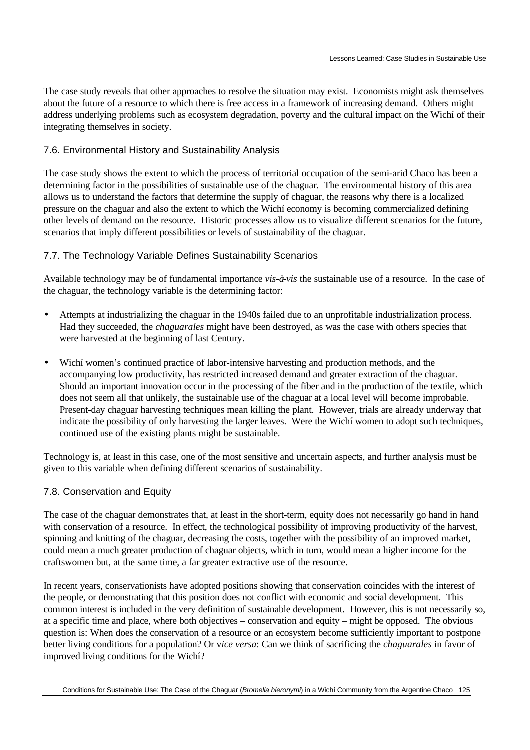The case study reveals that other approaches to resolve the situation may exist. Economists might ask themselves about the future of a resource to which there is free access in a framework of increasing demand. Others might address underlying problems such as ecosystem degradation, poverty and the cultural impact on the Wichí of their integrating themselves in society.

## 7.6. Environmental History and Sustainability Analysis

The case study shows the extent to which the process of territorial occupation of the semi-arid Chaco has been a determining factor in the possibilities of sustainable use of the chaguar. The environmental history of this area allows us to understand the factors that determine the supply of chaguar, the reasons why there is a localized pressure on the chaguar and also the extent to which the Wichí economy is becoming commercialized defining other levels of demand on the resource. Historic processes allow us to visualize different scenarios for the future, scenarios that imply different possibilities or levels of sustainability of the chaguar.

## 7.7. The Technology Variable Defines Sustainability Scenarios

Available technology may be of fundamental importance *vis-à-vis* the sustainable use of a resource. In the case of the chaguar, the technology variable is the determining factor:

- Attempts at industrializing the chaguar in the 1940s failed due to an unprofitable industrialization process. Had they succeeded, the *chaguarales* might have been destroyed, as was the case with others species that were harvested at the beginning of last Century.
- Wichí women's continued practice of labor-intensive harvesting and production methods, and the accompanying low productivity, has restricted increased demand and greater extraction of the chaguar. Should an important innovation occur in the processing of the fiber and in the production of the textile, which does not seem all that unlikely, the sustainable use of the chaguar at a local level will become improbable. Present-day chaguar harvesting techniques mean killing the plant. However, trials are already underway that indicate the possibility of only harvesting the larger leaves. Were the Wichí women to adopt such techniques, continued use of the existing plants might be sustainable.

Technology is, at least in this case, one of the most sensitive and uncertain aspects, and further analysis must be given to this variable when defining different scenarios of sustainability.

## 7.8. Conservation and Equity

The case of the chaguar demonstrates that, at least in the short-term, equity does not necessarily go hand in hand with conservation of a resource. In effect, the technological possibility of improving productivity of the harvest, spinning and knitting of the chaguar, decreasing the costs, together with the possibility of an improved market, could mean a much greater production of chaguar objects, which in turn, would mean a higher income for the craftswomen but, at the same time, a far greater extractive use of the resource.

In recent years, conservationists have adopted positions showing that conservation coincides with the interest of the people, or demonstrating that this position does not conflict with economic and social development. This common interest is included in the very definition of sustainable development. However, this is not necessarily so, at a specific time and place, where both objectives – conservation and equity – might be opposed. The obvious question is: When does the conservation of a resource or an ecosystem become sufficiently important to postpone better living conditions for a population? Or v*ice versa*: Can we think of sacrificing the *chaguarales* in favor of improved living conditions for the Wichí?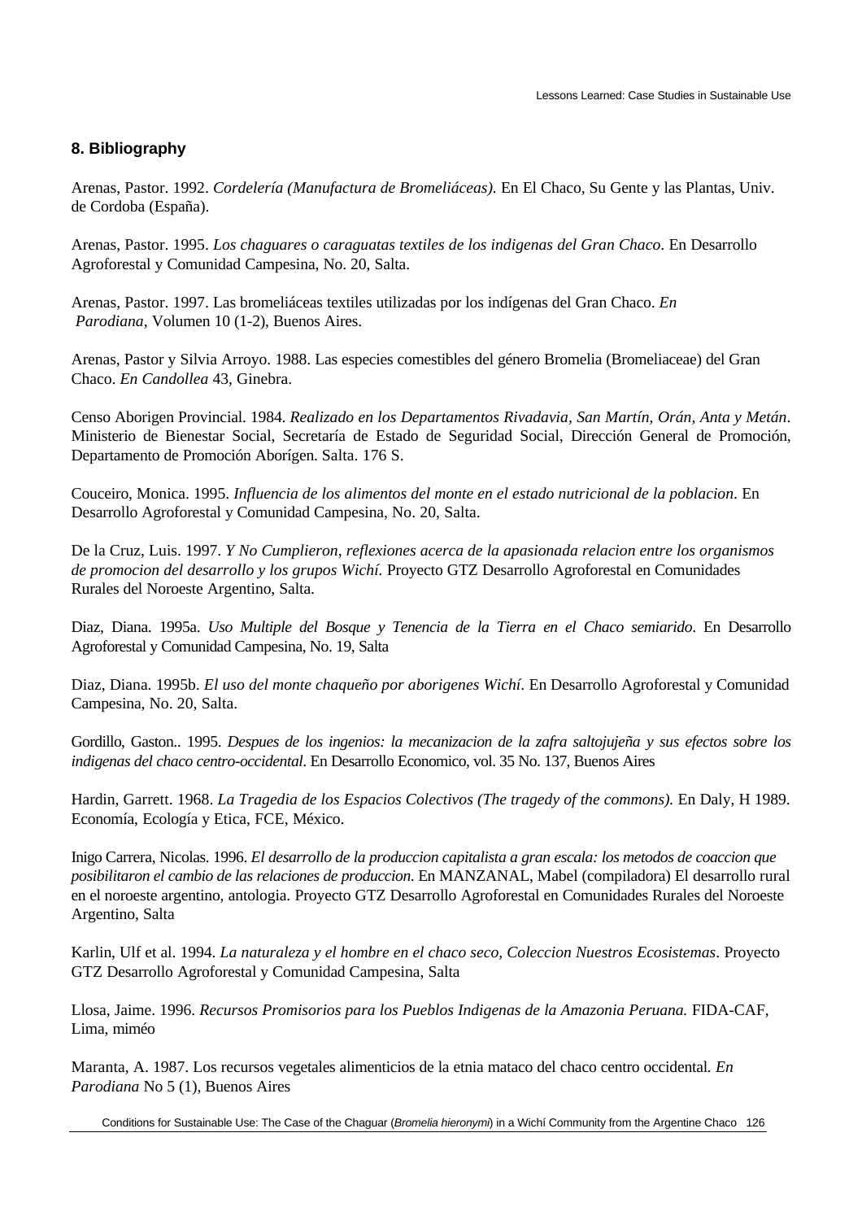## 8. Bibliography

Arenas, Pastor. 1992. *Cordelería (Manufactura de Bromeliáceas).* En El Chaco, Su Gente y las Plantas, Univ. de Cordoba (España).

Arenas, Pastor. 1995. *Los chaguares o caraguatas textiles de los indigenas del Gran Chaco*. En Desarrollo Agroforestal y Comunidad Campesina, No. 20, Salta.

Arenas, Pastor. 1997. Las bromeliáceas textiles utilizadas por los indígenas del Gran Chaco. *En Parodiana*, Volumen 10 (1-2), Buenos Aires.

Arenas, Pastor y Silvia Arroyo. 1988. Las especies comestibles del género Bromelia (Bromeliaceae) del Gran Chaco. *En Candollea* 43, Ginebra.

Censo Aborigen Provincial. 1984. *Realizado en los Departamentos Rivadavia, San Martín, Orán, Anta y Metán*. Ministerio de Bienestar Social, Secretaría de Estado de Seguridad Social, Dirección General de Promoción, Departamento de Promoción Aborígen. Salta. 176 S.

Couceiro, Monica. 1995. *Influencia de los alimentos del monte en el estado nutricional de la poblacion*. En Desarrollo Agroforestal y Comunidad Campesina, No. 20, Salta.

De la Cruz, Luis. 1997. *Y No Cumplieron, reflexiones acerca de la apasionada relacion entre los organismos de promocion del desarrollo y los grupos Wichí.* Proyecto GTZ Desarrollo Agroforestal en Comunidades Rurales del Noroeste Argentino, Salta.

Diaz, Diana. 1995a. *Uso Multiple del Bosque y Tenencia de la Tierra en el Chaco semiarido*. En Desarrollo Agroforestal y Comunidad Campesina, No. 19, Salta

Diaz, Diana. 1995b. *El uso del monte chaqueño por aborigenes Wichí*. En Desarrollo Agroforestal y Comunidad Campesina, No. 20, Salta.

Gordillo, Gaston.. 1995. *Despues de los ingenios: la mecanizacion de la zafra saltojujeña y sus efectos sobre los indigenas del chaco centro-occidental*. En Desarrollo Economico, vol. 35 No. 137, Buenos Aires

Hardin, Garrett. 1968. *La Tragedia de los Espacios Colectivos (The tragedy of the commons).* En Daly, H 1989. Economía, Ecología y Etica, FCE, México.

Inigo Carrera, Nicolas. 1996. *El desarrollo de la produccion capitalista a gran escala: los metodos de coaccion que posibilitaron el cambio de las relaciones de produccion.* En MANZANAL, Mabel (compiladora) El desarrollo rural en el noroeste argentino, antologia. Proyecto GTZ Desarrollo Agroforestal en Comunidades Rurales del Noroeste Argentino, Salta

Karlin, Ulf et al. 1994. *La naturaleza y el hombre en el chaco seco, Coleccion Nuestros Ecosistemas*. Proyecto GTZ Desarrollo Agroforestal y Comunidad Campesina, Salta

Llosa, Jaime. 1996. *Recursos Promisorios para los Pueblos Indigenas de la Amazonia Peruana.* FIDA-CAF, Lima, miméo

Maranta, A. 1987. Los recursos vegetales alimenticios de la etnia mataco del chaco centro occidental. *En Parodiana* No 5 (1), Buenos Aires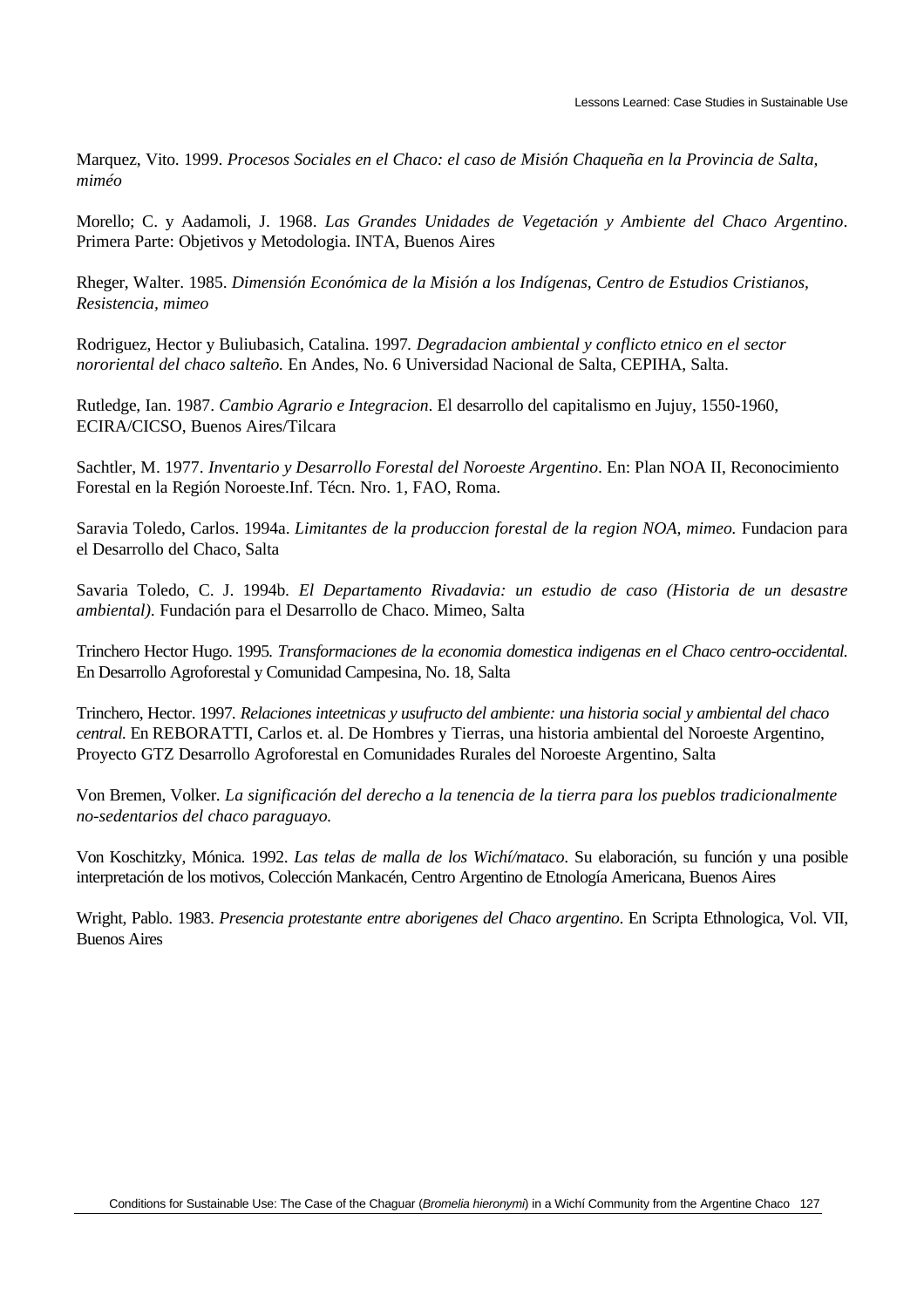Marquez, Vito. 1999. *Procesos Sociales en el Chaco: el caso de Misión Chaqueña en la Provincia de Salta, miméo*

Morello; C. y Aadamoli, J. 1968. *Las Grandes Unidades de Vegetación y Ambiente del Chaco Argentino*. Primera Parte: Objetivos y Metodologia. INTA, Buenos Aires

Rheger, Walter. 1985. *Dimensión Económica de la Misión a los Indígenas, Centro de Estudios Cristianos, Resistencia, mimeo*

Rodriguez, Hector y Buliubasich, Catalina. 1997. *Degradacion ambiental y conflicto etnico en el sector nororiental del chaco salteño.* En Andes, No. 6 Universidad Nacional de Salta, CEPIHA, Salta.

Rutledge, Ian. 1987. *Cambio Agrario e Integracion*. El desarrollo del capitalismo en Jujuy, 1550-1960, ECIRA/CICSO, Buenos Aires/Tilcara

Sachtler, M. 1977. *Inventario y Desarrollo Forestal del Noroeste Argentino*. En: Plan NOA II, Reconocimiento Forestal en la Región Noroeste.Inf. Técn. Nro. 1, FAO, Roma.

Saravia Toledo, Carlos. 1994a. *Limitantes de la produccion forestal de la region NOA, mimeo.* Fundacion para el Desarrollo del Chaco, Salta

Savaria Toledo, C. J. 1994b. *El Departamento Rivadavia: un estudio de caso (Historia de un desastre ambiental)*. Fundación para el Desarrollo de Chaco. Mimeo, Salta

Trinchero Hector Hugo. 1995. *Transformaciones de la economia domestica indigenas en el Chaco centro-occidental.* En Desarrollo Agroforestal y Comunidad Campesina, No. 18, Salta

Trinchero, Hector. 1997. *Relaciones inteetnicas y usufructo del ambiente: una historia social y ambiental del chaco central.* En REBORATTI, Carlos et. al. De Hombres y Tierras, una historia ambiental del Noroeste Argentino, Proyecto GTZ Desarrollo Agroforestal en Comunidades Rurales del Noroeste Argentino, Salta

Von Bremen, Volker. *La significación del derecho a la tenencia de la tierra para los pueblos tradicionalmente no-sedentarios del chaco paraguayo.*

Von Koschitzky, Mónica. 1992. *Las telas de malla de los Wichí/mataco*. Su elaboración, su función y una posible interpretación de los motivos, Colección Mankacén, Centro Argentino de Etnología Americana, Buenos Aires

Wright, Pablo. 1983. *Presencia protestante entre aborigenes del Chaco argentino*. En Scripta Ethnologica, Vol. VII, Buenos Aires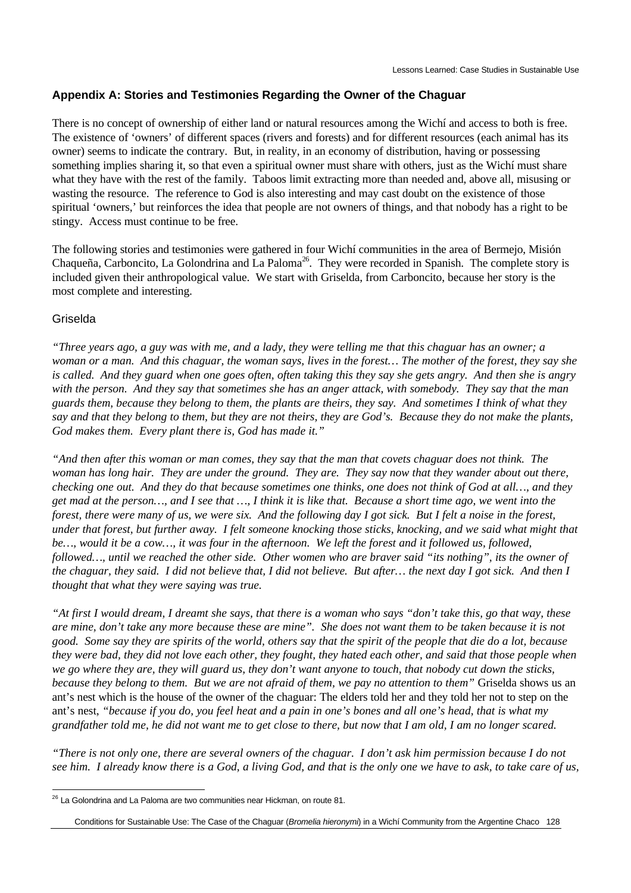## Appendix A: Stories and Testimonies Regarding the Owner of the Chaguar

There is no concept of ownership of either land or natural resources among the Wichí and access to both is free. The existence of 'owners' of different spaces (rivers and forests) and for different resources (each animal has its owner) seems to indicate the contrary. But, in reality, in an economy of distribution, having or possessing something implies sharing it, so that even a spiritual owner must share with others, just as the Wichí must share what they have with the rest of the family. Taboos limit extracting more than needed and, above all, misusing or wasting the resource. The reference to God is also interesting and may cast doubt on the existence of those spiritual 'owners,' but reinforces the idea that people are not owners of things, and that nobody has a right to be stingy. Access must continue to be free.

The following stories and testimonies were gathered in four Wichí communities in the area of Bermejo, Misión Chaqueña, Carboncito, La Golondrina and La Paloma[26]. They were recorded in Spanish. The complete story is included given their anthropological value. We start with Griselda, from Carboncito, because her story is the most complete and interesting.

### Griselda

*"Three years ago, a guy was with me, and a lady, they were telling me that this chaguar has an owner; a woman or a man. And this chaguar, the woman says, lives in the forest… The mother of the forest, they say she is called. And they guard when one goes often, often taking this they say she gets angry. And then she is angry with the person. And they say that sometimes she has an anger attack, with somebody. They say that the man guards them, because they belong to them, the plants are theirs, they say. And sometimes I think of what they say and that they belong to them, but they are not theirs, they are God's. Because they do not make the plants, God makes them. Every plant there is, God has made it."*

*"And then after this woman or man comes, they say that the man that covets chaguar does not think. The woman has long hair. They are under the ground. They are. They say now that they wander about out there, checking one out. And they do that because sometimes one thinks, one does not think of God at all…, and they get mad at the person…, and I see that …, I think it is like that. Because a short time ago, we went into the forest, there were many of us, we were six. And the following day I got sick. But I felt a noise in the forest, under that forest, but further away. I felt someone knocking those sticks, knocking, and we said what might that be…, would it be a cow…, it was four in the afternoon. We left the forest and it followed us, followed, followed…, until we reached the other side. Other women who are braver said "its nothing", its the owner of the chaguar, they said. I did not believe that, I did not believe. But after… the next day I got sick. And then I thought that what they were saying was true.*

*"At first I would dream, I dreamt she says, that there is a woman who says "don't take this, go that way, these are mine, don't take any more because these are mine". She does not want them to be taken because it is not good. Some say they are spirits of the world, others say that the spirit of the people that die do a lot, because they were bad, they did not love each other, they fought, they hated each other, and said that those people when we go where they are, they will guard us, they don't want anyone to touch, that nobody cut down the sticks, because they belong to them. But we are not afraid of them, we pay no attention to them"* Griselda shows us an ant's nest which is the house of the owner of the chaguar: The elders told her and they told her not to step on the ant's nest, *"because if you do, you feel heat and a pain in one's bones and all one's head, that is what my grandfather told me, he did not want me to get close to there, but now that I am old, I am no longer scared.*

*"There is not only one, there are several owners of the chaguar. I don't ask him permission because I do not see him. I already know there is a God, a living God, and that is the only one we have to ask, to take care of us,*

[26] La Golondrina and La Paloma are two communities near Hickman, on route 81.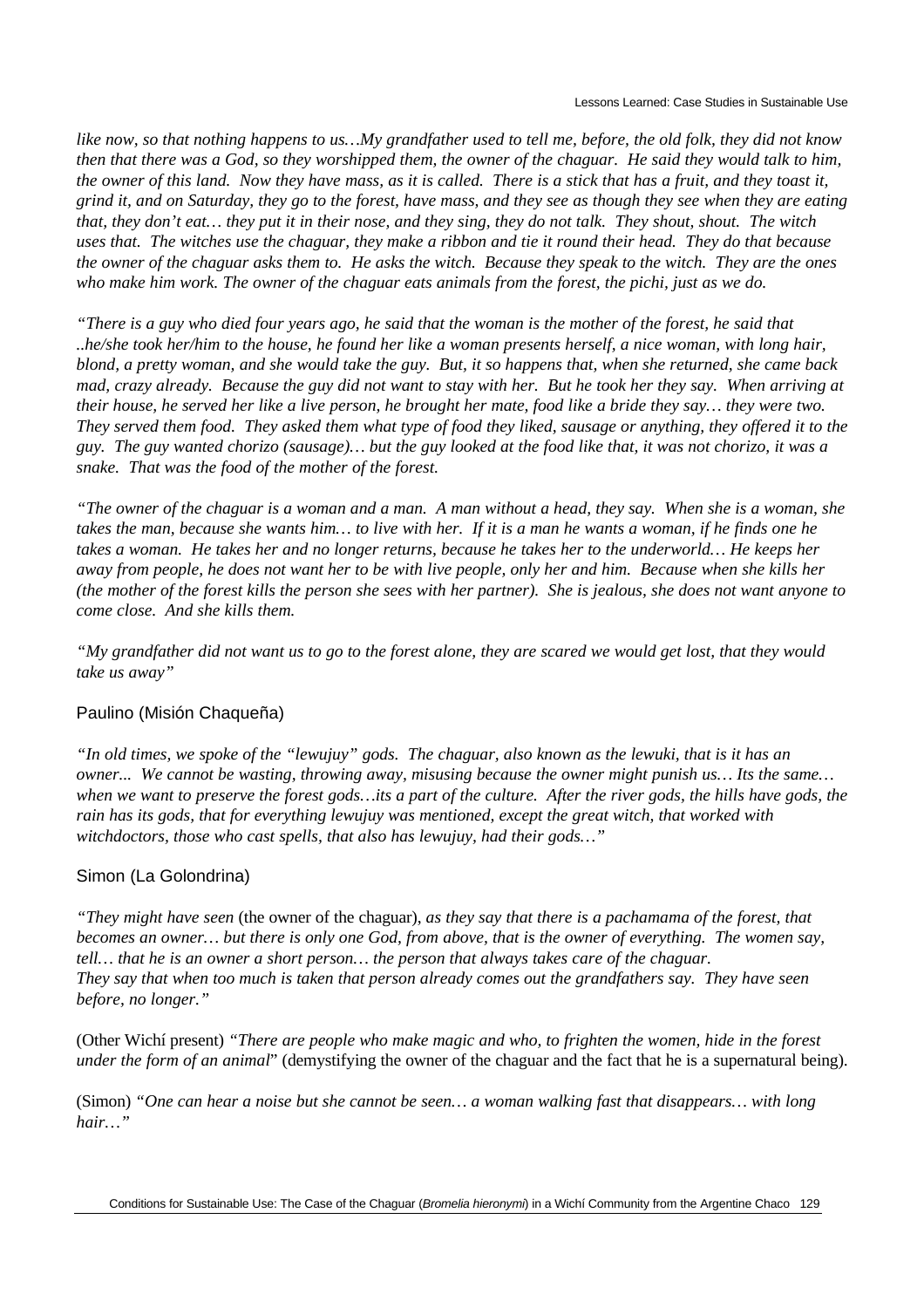*like now, so that nothing happens to us…My grandfather used to tell me, before, the old folk, they did not know then that there was a God, so they worshipped them, the owner of the chaguar. He said they would talk to him, the owner of this land. Now they have mass, as it is called. There is a stick that has a fruit, and they toast it, grind it, and on Saturday, they go to the forest, have mass, and they see as though they see when they are eating that, they don't eat… they put it in their nose, and they sing, they do not talk. They shout, shout. The witch uses that. The witches use the chaguar, they make a ribbon and tie it round their head. They do that because the owner of the chaguar asks them to. He asks the witch. Because they speak to the witch. They are the ones who make him work. The owner of the chaguar eats animals from the forest, the pichi, just as we do.*

*"There is a guy who died four years ago, he said that the woman is the mother of the forest, he said that ..he/she took her/him to the house, he found her like a woman presents herself, a nice woman, with long hair, blond, a pretty woman, and she would take the guy. But, it so happens that, when she returned, she came back mad, crazy already. Because the guy did not want to stay with her. But he took her they say. When arriving at their house, he served her like a live person, he brought her mate, food like a bride they say… they were two. They served them food. They asked them what type of food they liked, sausage or anything, they offered it to the guy. The guy wanted chorizo (sausage)… but the guy looked at the food like that, it was not chorizo, it was a snake. That was the food of the mother of the forest.*

*"The owner of the chaguar is a woman and a man. A man without a head, they say. When she is a woman, she takes the man, because she wants him… to live with her. If it is a man he wants a woman, if he finds one he takes a woman. He takes her and no longer returns, because he takes her to the underworld… He keeps her away from people, he does not want her to be with live people, only her and him. Because when she kills her (the mother of the forest kills the person she sees with her partner). She is jealous, she does not want anyone to come close. And she kills them.*

*"My grandfather did not want us to go to the forest alone, they are scared we would get lost, that they would take us away"*

Paulino (Misión Chaqueña)

*"In old times, we spoke of the "lewujuy" gods. The chaguar, also known as the lewuki, that is it has an owner... We cannot be wasting, throwing away, misusing because the owner might punish us… Its the same… when we want to preserve the forest gods…its a part of the culture. After the river gods, the hills have gods, the rain has its gods, that for everything lewujuy was mentioned, except the great witch, that worked with witchdoctors, those who cast spells, that also has lewujuy, had their gods…"*

Simon (La Golondrina)

*"They might have seen* (the owner of the chaguar), *as they say that there is a pachamama of the forest, that becomes an owner… but there is only one God, from above, that is the owner of everything. The women say, tell… that he is an owner a short person… the person that always takes care of the chaguar. They say that when too much is taken that person already comes out the grandfathers say. They have seen before, no longer."*

(Other Wichí present) *"There are people who make magic and who, to frighten the women, hide in the forest under the form of an animal*" (demystifying the owner of the chaguar and the fact that he is a supernatural being).

(Simon) *"One can hear a noise but she cannot be seen… a woman walking fast that disappears… with long hair…"*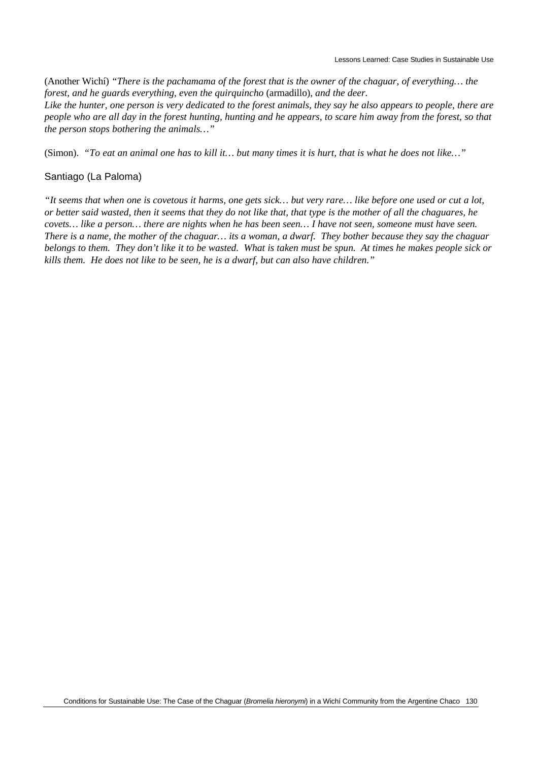(Another Wichí) *"There is the pachamama of the forest that is the owner of the chaguar, of everything… the forest, and he guards everything, even the quirquincho* (armadillo), *and the deer.*
*Like the hunter, one person is very dedicated to the forest animals, they say he also appears to people, there are people who are all day in the forest hunting, hunting and he appears, to scare him away from the forest, so that the person stops bothering the animals…"*

(Simon). *"To eat an animal one has to kill it… but many times it is hurt, that is what he does not like…"*

Santiago (La Paloma)

*"It seems that when one is covetous it harms, one gets sick… but very rare… like before one used or cut a lot, or better said wasted, then it seems that they do not like that, that type is the mother of all the chaguares, he covets… like a person… there are nights when he has been seen… I have not seen, someone must have seen. There is a name, the mother of the chaguar… its a woman, a dwarf. They bother because they say the chaguar belongs to them. They don't like it to be wasted. What is taken must be spun. At times he makes people sick or kills them. He does not like to be seen, he is a dwarf, but can also have children."*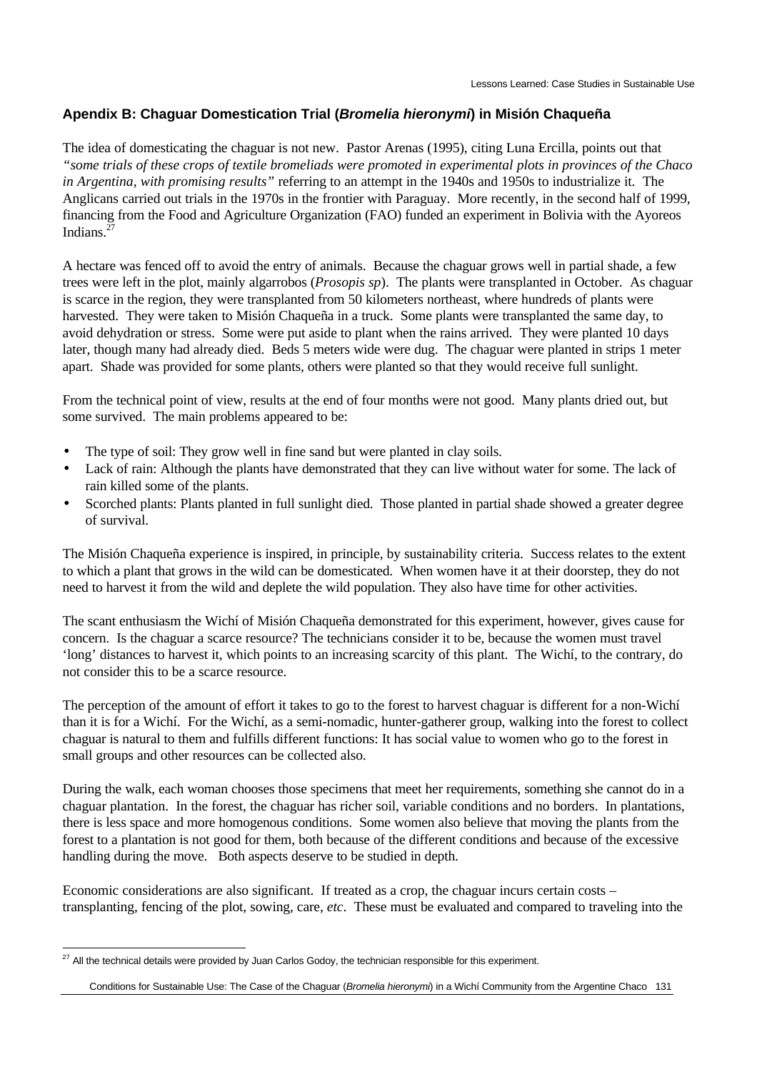## Apendix B: Chaguar Domestication Trial (*Bromelia hieronymi*) in Misión Chaqueña

The idea of domesticating the chaguar is not new. Pastor Arenas (1995), citing Luna Ercilla, points out that *"some trials of these crops of textile bromeliads were promoted in experimental plots in provinces of the Chaco in Argentina, with promising results"* referring to an attempt in the 1940s and 1950s to industrialize it. The Anglicans carried out trials in the 1970s in the frontier with Paraguay. More recently, in the second half of 1999, financing from the Food and Agriculture Organization (FAO) funded an experiment in Bolivia with the Ayoreos Indians.[27]

A hectare was fenced off to avoid the entry of animals. Because the chaguar grows well in partial shade, a few trees were left in the plot, mainly algarrobos (*Prosopis sp*). The plants were transplanted in October. As chaguar is scarce in the region, they were transplanted from 50 kilometers northeast, where hundreds of plants were harvested. They were taken to Misión Chaqueña in a truck. Some plants were transplanted the same day, to avoid dehydration or stress. Some were put aside to plant when the rains arrived. They were planted 10 days later, though many had already died. Beds 5 meters wide were dug. The chaguar were planted in strips 1 meter apart. Shade was provided for some plants, others were planted so that they would receive full sunlight.

From the technical point of view, results at the end of four months were not good. Many plants dried out, but some survived. The main problems appeared to be:

- The type of soil: They grow well in fine sand but were planted in clay soils.
- Lack of rain: Although the plants have demonstrated that they can live without water for some. The lack of rain killed some of the plants.
- Scorched plants: Plants planted in full sunlight died. Those planted in partial shade showed a greater degree of survival.

The Misión Chaqueña experience is inspired, in principle, by sustainability criteria. Success relates to the extent to which a plant that grows in the wild can be domesticated. When women have it at their doorstep, they do not need to harvest it from the wild and deplete the wild population. They also have time for other activities.

The scant enthusiasm the Wichí of Misión Chaqueña demonstrated for this experiment, however, gives cause for concern. Is the chaguar a scarce resource? The technicians consider it to be, because the women must travel 'long' distances to harvest it, which points to an increasing scarcity of this plant. The Wichí, to the contrary, do not consider this to be a scarce resource.

The perception of the amount of effort it takes to go to the forest to harvest chaguar is different for a non-Wichí than it is for a Wichí. For the Wichí, as a semi-nomadic, hunter-gatherer group, walking into the forest to collect chaguar is natural to them and fulfills different functions: It has social value to women who go to the forest in small groups and other resources can be collected also.

During the walk, each woman chooses those specimens that meet her requirements, something she cannot do in a chaguar plantation. In the forest, the chaguar has richer soil, variable conditions and no borders. In plantations, there is less space and more homogenous conditions. Some women also believe that moving the plants from the forest to a plantation is not good for them, both because of the different conditions and because of the excessive handling during the move. Both aspects deserve to be studied in depth.

Economic considerations are also significant. If treated as a crop, the chaguar incurs certain costs – transplanting, fencing of the plot, sowing, care, *etc*. These must be evaluated and compared to traveling into the

[27] All the technical details were provided by Juan Carlos Godoy, the technician responsible for this experiment.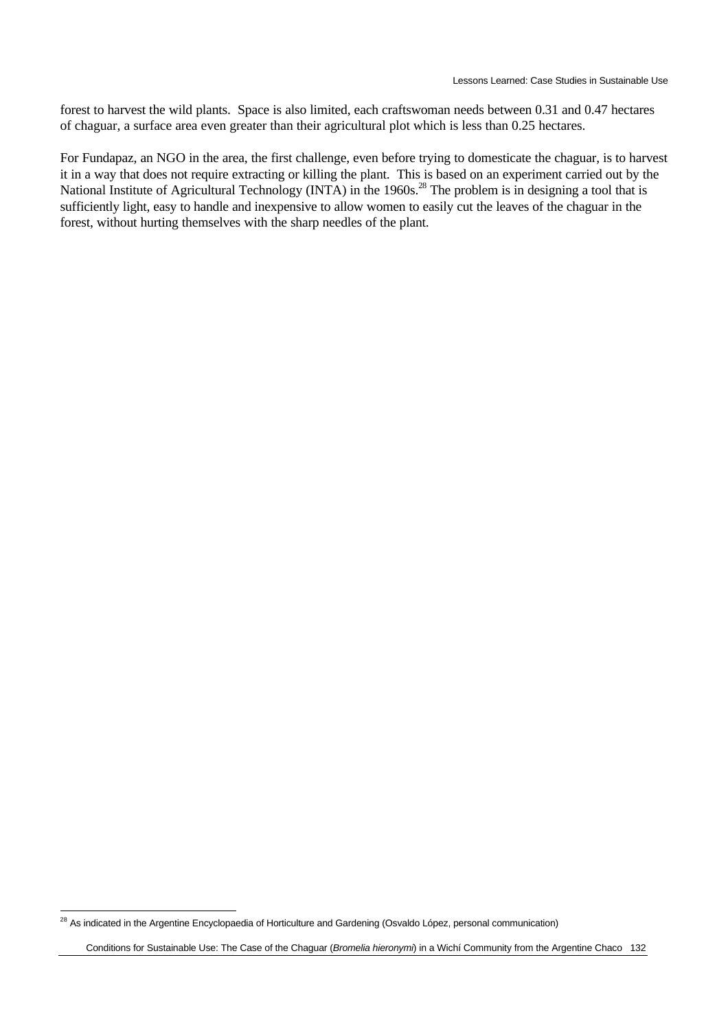forest to harvest the wild plants. Space is also limited, each craftswoman needs between 0.31 and 0.47 hectares of chaguar, a surface area even greater than their agricultural plot which is less than 0.25 hectares.

For Fundapaz, an NGO in the area, the first challenge, even before trying to domesticate the chaguar, is to harvest it in a way that does not require extracting or killing the plant. This is based on an experiment carried out by the National Institute of Agricultural Technology (INTA) in the 1960s.[28] The problem is in designing a tool that is sufficiently light, easy to handle and inexpensive to allow women to easily cut the leaves of the chaguar in the forest, without hurting themselves with the sharp needles of the plant.

[28] As indicated in the Argentine Encyclopaedia of Horticulture and Gardening (Osvaldo López, personal communication)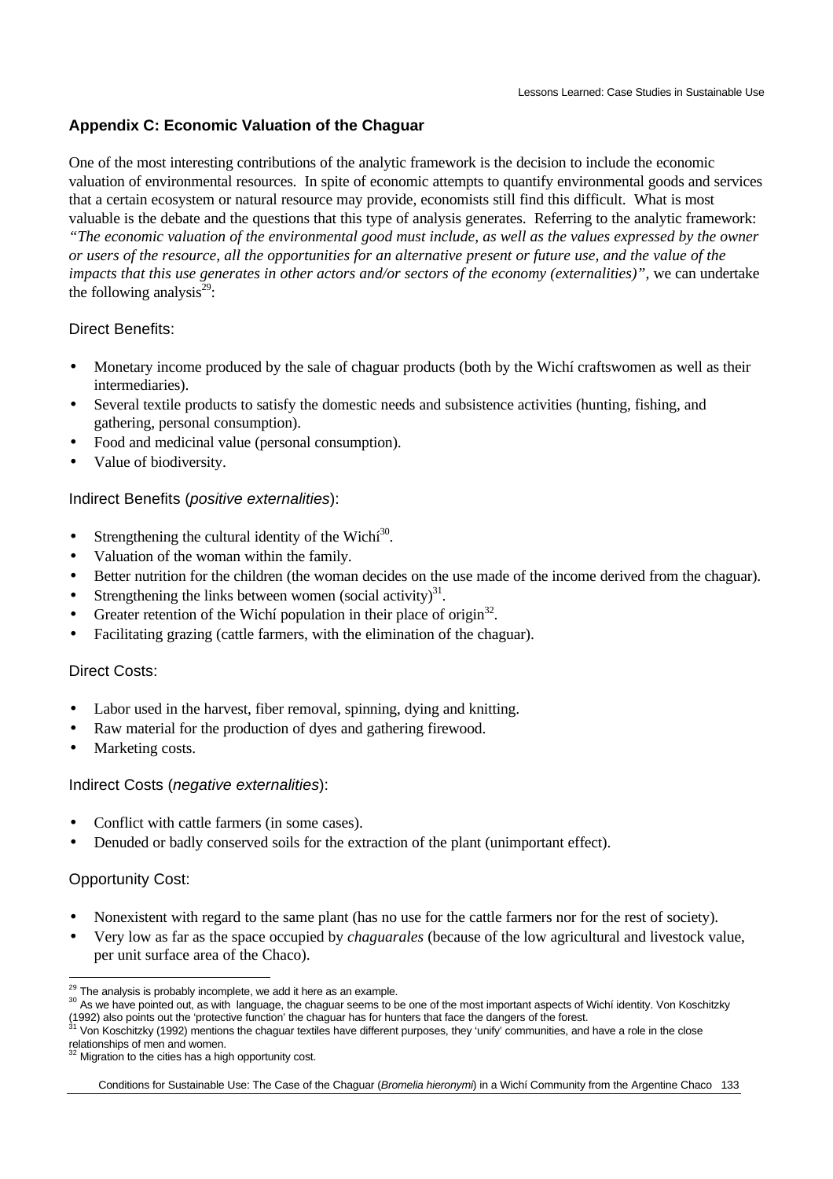## Appendix C: Economic Valuation of the Chaguar

One of the most interesting contributions of the analytic framework is the decision to include the economic valuation of environmental resources. In spite of economic attempts to quantify environmental goods and services that a certain ecosystem or natural resource may provide, economists still find this difficult. What is most valuable is the debate and the questions that this type of analysis generates. Referring to the analytic framework: *"The economic valuation of the environmental good must include, as well as the values expressed by the owner or users of the resource, all the opportunities for an alternative present or future use, and the value of the impacts that this use generates in other actors and/or sectors of the economy (externalities)"*, we can undertake the following analysis[29]:

### Direct Benefits:

- Monetary income produced by the sale of chaguar products (both by the Wichí craftswomen as well as their intermediaries).
- Several textile products to satisfy the domestic needs and subsistence activities (hunting, fishing, and gathering, personal consumption).
- Food and medicinal value (personal consumption).
- Value of biodiversity.

### Indirect Benefits (*positive externalities*):

- Strengthening the cultural identity of the Wichí[30].
- Valuation of the woman within the family.
- Better nutrition for the children (the woman decides on the use made of the income derived from the chaguar).
- Strengthening the links between women (social activity)[31].
- Greater retention of the Wichí population in their place of origin[32].
- Facilitating grazing (cattle farmers, with the elimination of the chaguar).

### Direct Costs:

- Labor used in the harvest, fiber removal, spinning, dying and knitting.
- Raw material for the production of dyes and gathering firewood.
- Marketing costs.

### Indirect Costs (*negative externalities*):

- Conflict with cattle farmers (in some cases).
- Denuded or badly conserved soils for the extraction of the plant (unimportant effect).

### Opportunity Cost:

- Nonexistent with regard to the same plant (has no use for the cattle farmers nor for the rest of society).
- Very low as far as the space occupied by *chaguarales* (because of the low agricultural and livestock value, per unit surface area of the Chaco).

---

[29] The analysis is probably incomplete, we add it here as an example.

[30] As we have pointed out, as with language, the chaguar seems to be one of the most important aspects of Wichí identity. Von Koschitzky (1992) also points out the 'protective function' the chaguar has for hunters that face the dangers of the forest.

[31] Von Koschitzky (1992) mentions the chaguar textiles have different purposes, they 'unify' communities, and have a role in the close relationships of men and women.

[32] Migration to the cities has a high opportunity cost.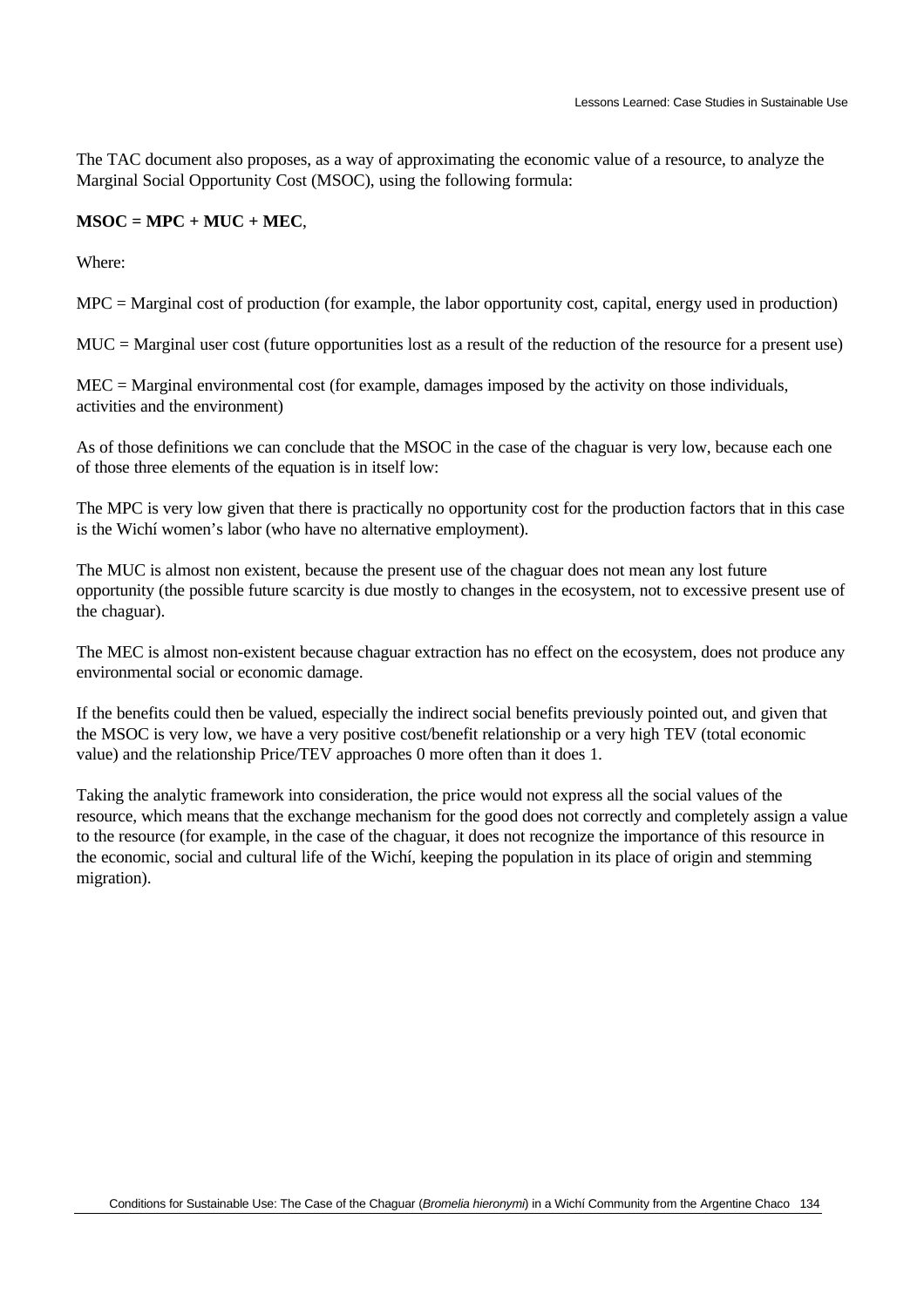The TAC document also proposes, as a way of approximating the economic value of a resource, to analyze the Marginal Social Opportunity Cost (MSOC), using the following formula:

**MSOC = MPC + MUC + MEC**,

Where:

MPC = Marginal cost of production (for example, the labor opportunity cost, capital, energy used in production)

MUC = Marginal user cost (future opportunities lost as a result of the reduction of the resource for a present use)

MEC = Marginal environmental cost (for example, damages imposed by the activity on those individuals, activities and the environment)

As of those definitions we can conclude that the MSOC in the case of the chaguar is very low, because each one of those three elements of the equation is in itself low:

The MPC is very low given that there is practically no opportunity cost for the production factors that in this case is the Wichí women's labor (who have no alternative employment).

The MUC is almost non existent, because the present use of the chaguar does not mean any lost future opportunity (the possible future scarcity is due mostly to changes in the ecosystem, not to excessive present use of the chaguar).

The MEC is almost non-existent because chaguar extraction has no effect on the ecosystem, does not produce any environmental social or economic damage.

If the benefits could then be valued, especially the indirect social benefits previously pointed out, and given that the MSOC is very low, we have a very positive cost/benefit relationship or a very high TEV (total economic value) and the relationship Price/TEV approaches 0 more often than it does 1.

Taking the analytic framework into consideration, the price would not express all the social values of the resource, which means that the exchange mechanism for the good does not correctly and completely assign a value to the resource (for example, in the case of the chaguar, it does not recognize the importance of this resource in the economic, social and cultural life of the Wichí, keeping the population in its place of origin and stemming migration).